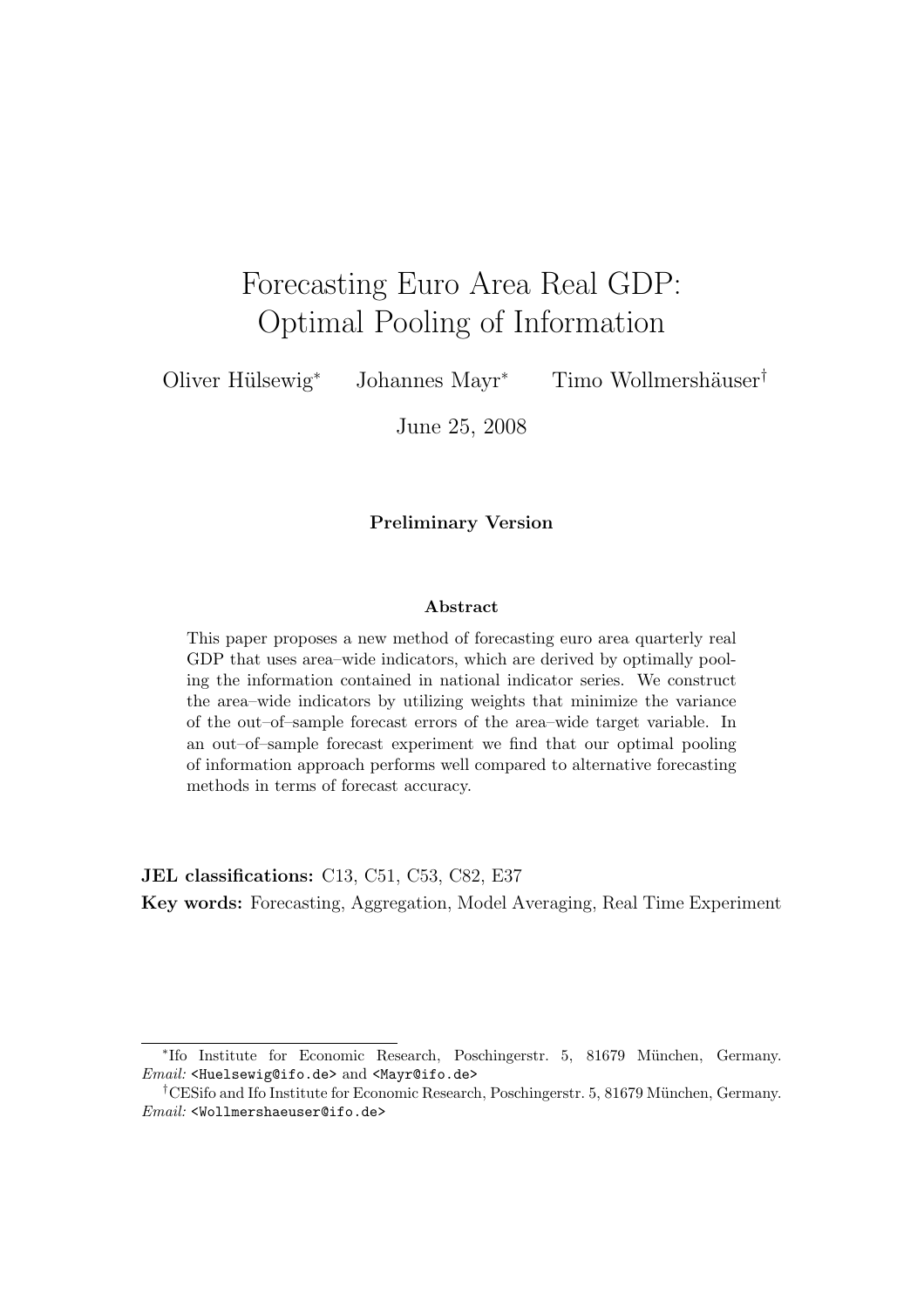# Forecasting Euro Area Real GDP: Optimal Pooling of Information

Oliver Hülsewig[*] Johannes Mayr[*] Timo Wollmershäuser[†]

June 25, 2008

**Preliminary Version**

## Abstract

This paper proposes a new method of forecasting euro area quarterly real GDP that uses area–wide indicators, which are derived by optimally pooling the information contained in national indicator series. We construct the area–wide indicators by utilizing weights that minimize the variance of the out–of–sample forecast errors of the area–wide target variable. In an out–of–sample forecast experiment we find that our optimal pooling of information approach performs well compared to alternative forecasting methods in terms of forecast accuracy.

**JEL classifications:** C13, C51, C53, C82, E37

**Key words:** Forecasting, Aggregation, Model Averaging, Real Time Experiment

---

[*] Ifo Institute for Economic Research, Poschingerstr. 5, 81679 München, Germany. *Email:* <Huelsewig@ifo.de> and <Mayr@ifo.de>

[†] CESifo and Ifo Institute for Economic Research, Poschingerstr. 5, 81679 München, Germany. *Email:* <Wollmershaeuser@ifo.de>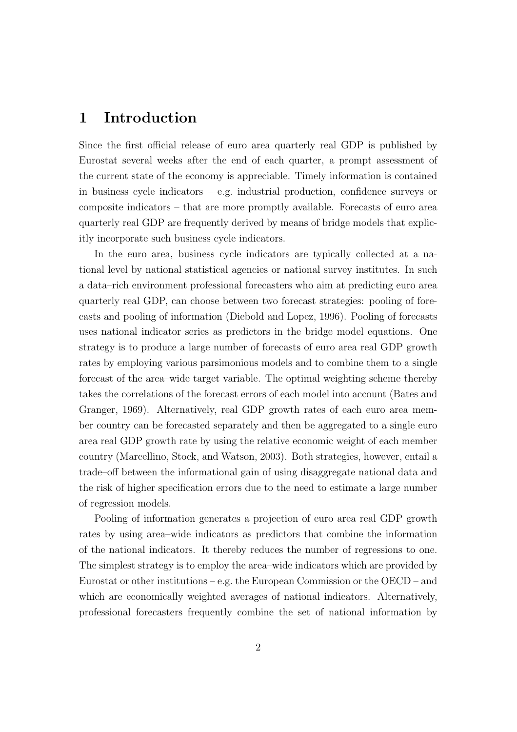# 1 Introduction

Since the first official release of euro area quarterly real GDP is published by Eurostat several weeks after the end of each quarter, a prompt assessment of the current state of the economy is appreciable. Timely information is contained in business cycle indicators – e.g. industrial production, confidence surveys or composite indicators – that are more promptly available. Forecasts of euro area quarterly real GDP are frequently derived by means of bridge models that explicitly incorporate such business cycle indicators.

In the euro area, business cycle indicators are typically collected at a national level by national statistical agencies or national survey institutes. In such a data–rich environment professional forecasters who aim at predicting euro area quarterly real GDP, can choose between two forecast strategies: pooling of forecasts and pooling of information (Diebold and Lopez, 1996). Pooling of forecasts uses national indicator series as predictors in the bridge model equations. One strategy is to produce a large number of forecasts of euro area real GDP growth rates by employing various parsimonious models and to combine them to a single forecast of the area–wide target variable. The optimal weighting scheme thereby takes the correlations of the forecast errors of each model into account (Bates and Granger, 1969). Alternatively, real GDP growth rates of each euro area member country can be forecasted separately and then be aggregated to a single euro area real GDP growth rate by using the relative economic weight of each member country (Marcellino, Stock, and Watson, 2003). Both strategies, however, entail a trade–off between the informational gain of using disaggregate national data and the risk of higher specification errors due to the need to estimate a large number of regression models.

Pooling of information generates a projection of euro area real GDP growth rates by using area–wide indicators as predictors that combine the information of the national indicators. It thereby reduces the number of regressions to one. The simplest strategy is to employ the area–wide indicators which are provided by Eurostat or other institutions – e.g. the European Commission or the OECD – and which are economically weighted averages of national indicators. Alternatively, professional forecasters frequently combine the set of national information by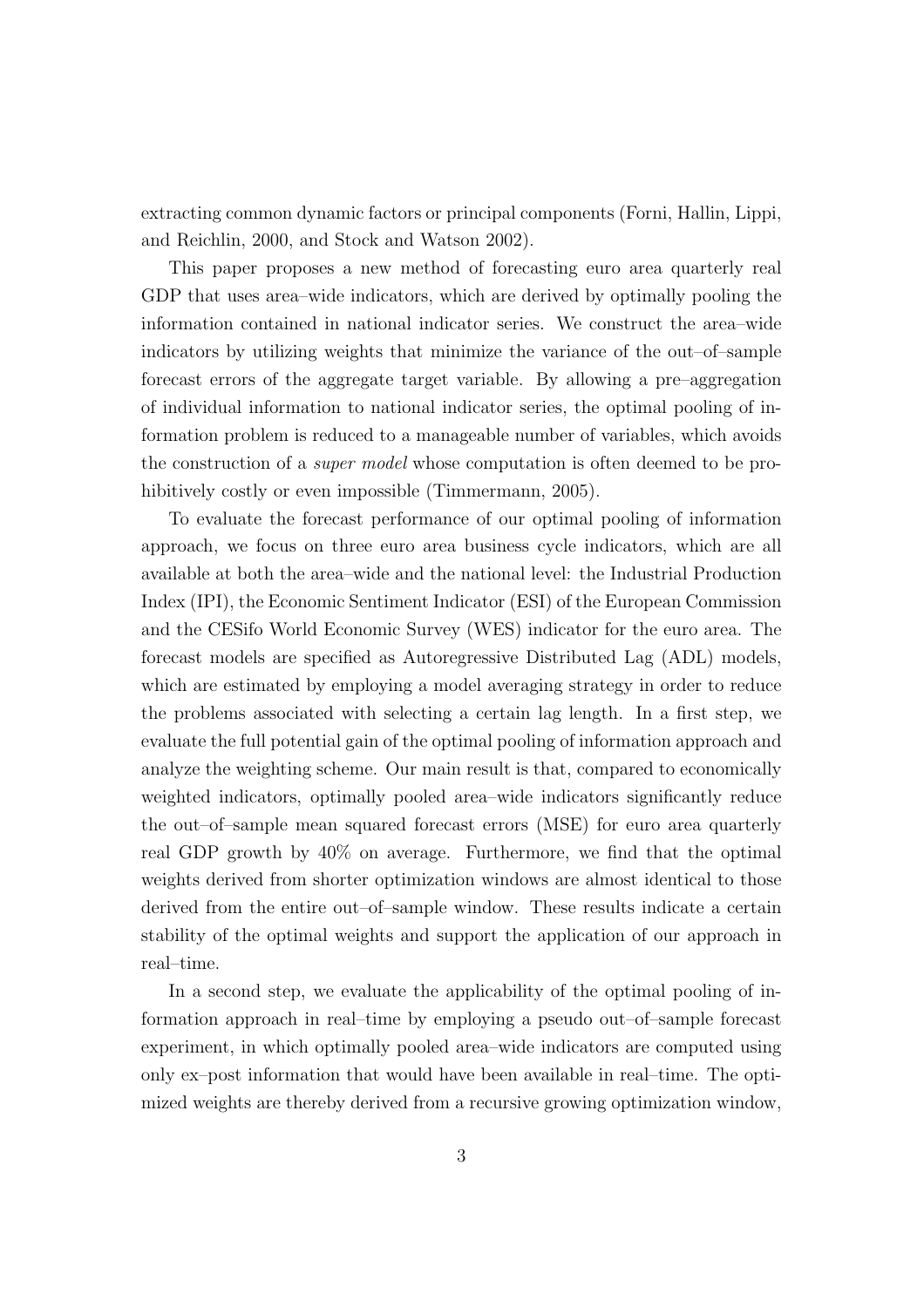extracting common dynamic factors or principal components (Forni, Hallin, Lippi, and Reichlin, 2000, and Stock and Watson 2002).

This paper proposes a new method of forecasting euro area quarterly real GDP that uses area–wide indicators, which are derived by optimally pooling the information contained in national indicator series. We construct the area–wide indicators by utilizing weights that minimize the variance of the out–of–sample forecast errors of the aggregate target variable. By allowing a pre–aggregation of individual information to national indicator series, the optimal pooling of information problem is reduced to a manageable number of variables, which avoids the construction of a *super model* whose computation is often deemed to be prohibitively costly or even impossible (Timmermann, 2005).

To evaluate the forecast performance of our optimal pooling of information approach, we focus on three euro area business cycle indicators, which are all available at both the area–wide and the national level: the Industrial Production Index (IPI), the Economic Sentiment Indicator (ESI) of the European Commission and the CESifo World Economic Survey (WES) indicator for the euro area. The forecast models are specified as Autoregressive Distributed Lag (ADL) models, which are estimated by employing a model averaging strategy in order to reduce the problems associated with selecting a certain lag length. In a first step, we evaluate the full potential gain of the optimal pooling of information approach and analyze the weighting scheme. Our main result is that, compared to economically weighted indicators, optimally pooled area–wide indicators significantly reduce the out–of–sample mean squared forecast errors (MSE) for euro area quarterly real GDP growth by 40% on average. Furthermore, we find that the optimal weights derived from shorter optimization windows are almost identical to those derived from the entire out–of–sample window. These results indicate a certain stability of the optimal weights and support the application of our approach in real–time.

In a second step, we evaluate the applicability of the optimal pooling of information approach in real–time by employing a pseudo out–of–sample forecast experiment, in which optimally pooled area–wide indicators are computed using only ex–post information that would have been available in real–time. The optimized weights are thereby derived from a recursive growing optimization window,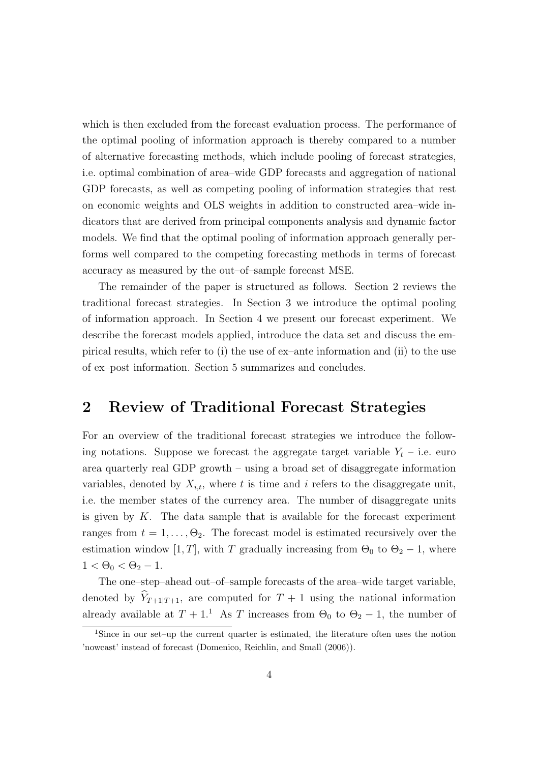which is then excluded from the forecast evaluation process. The performance of the optimal pooling of information approach is thereby compared to a number of alternative forecasting methods, which include pooling of forecast strategies, i.e. optimal combination of area–wide GDP forecasts and aggregation of national GDP forecasts, as well as competing pooling of information strategies that rest on economic weights and OLS weights in addition to constructed area–wide indicators that are derived from principal components analysis and dynamic factor models. We find that the optimal pooling of information approach generally performs well compared to the competing forecasting methods in terms of forecast accuracy as measured by the out–of–sample forecast MSE.

The remainder of the paper is structured as follows. Section 2 reviews the traditional forecast strategies. In Section 3 we introduce the optimal pooling of information approach. In Section 4 we present our forecast experiment. We describe the forecast models applied, introduce the data set and discuss the empirical results, which refer to (i) the use of ex–ante information and (ii) to the use of ex–post information. Section 5 summarizes and concludes.

## 2 Review of Traditional Forecast Strategies

For an overview of the traditional forecast strategies we introduce the following notations. Suppose we forecast the aggregate target variable $Y_t$ – i.e. euro area quarterly real GDP growth – using a broad set of disaggregate information variables, denoted by $X_{i,t}$, where $t$ is time and $i$ refers to the disaggregate unit, i.e. the member states of the currency area. The number of disaggregate units is given by $K$. The data sample that is available for the forecast experiment ranges from $t = 1, \ldots, \Theta_2$. The forecast model is estimated recursively over the estimation window $[1, T]$, with $T$ gradually increasing from $\Theta_0$ to $\Theta_2 - 1$, where $1 < \Theta_0 < \Theta_2 - 1$.

The one–step–ahead out–of–sample forecasts of the area–wide target variable, denoted by $\widehat{Y}_{T+1|T+1}$, are computed for $T + 1$ using the national information already available at $T + 1$.[1] As $T$ increases from $\Theta_0$ to $\Theta_2 - 1$, the number of

[1] Since in our set–up the current quarter is estimated, the literature often uses the notion 'nowcast' instead of forecast (Domenico, Reichlin, and Small (2006)).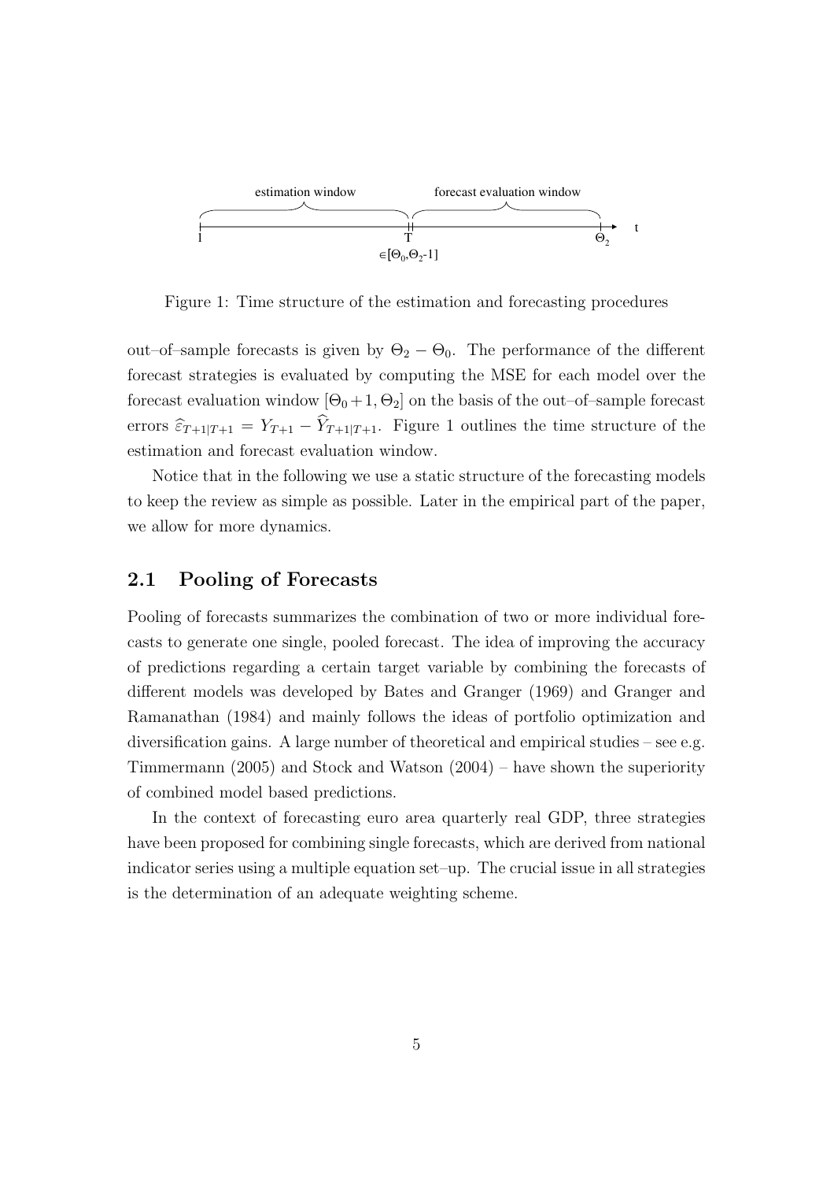Figure 1: Time structure of the estimation and forecasting procedures

out–of–sample forecasts is given by $\Theta_2 - \Theta_0$. The performance of the different forecast strategies is evaluated by computing the MSE for each model over the forecast evaluation window $[\Theta_0 + 1, \Theta_2]$ on the basis of the out–of–sample forecast errors $\widehat{\varepsilon}_{T+1|T+1} = Y_{T+1} - \widehat{Y}_{T+1|T+1}$. Figure 1 outlines the time structure of the estimation and forecast evaluation window.

Notice that in the following we use a static structure of the forecasting models to keep the review as simple as possible. Later in the empirical part of the paper, we allow for more dynamics.

## 2.1 Pooling of Forecasts

Pooling of forecasts summarizes the combination of two or more individual forecasts to generate one single, pooled forecast. The idea of improving the accuracy of predictions regarding a certain target variable by combining the forecasts of different models was developed by Bates and Granger (1969) and Granger and Ramanathan (1984) and mainly follows the ideas of portfolio optimization and diversification gains. A large number of theoretical and empirical studies – see e.g. Timmermann (2005) and Stock and Watson (2004) – have shown the superiority of combined model based predictions.

In the context of forecasting euro area quarterly real GDP, three strategies have been proposed for combining single forecasts, which are derived from national indicator series using a multiple equation set–up. The crucial issue in all strategies is the determination of an adequate weighting scheme.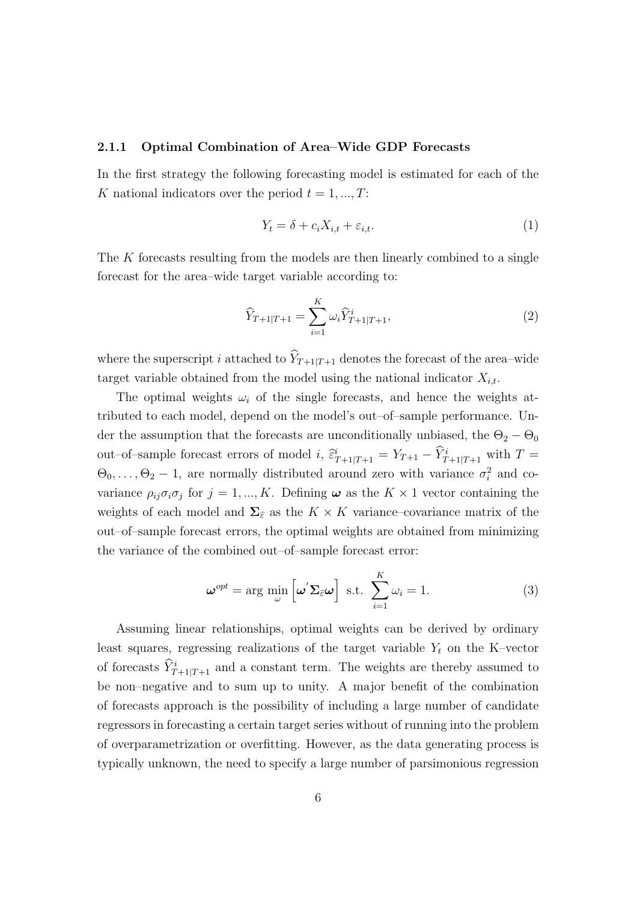### 2.1.1 Optimal Combination of Area–Wide GDP Forecasts

In the first strategy the following forecasting model is estimated for each of the $K$ national indicators over the period $t = 1, ..., T$:

$$Y_t = \delta + c_i X_{i,t} + \varepsilon_{i,t}. \tag{1}$$

The $K$ forecasts resulting from the models are then linearly combined to a single forecast for the area–wide target variable according to:

$$\widehat{Y}_{T+1|T+1} = \sum_{i=1}^{K} \omega_i \widehat{Y}^i_{T+1|T+1}, \tag{2}$$

where the superscript $i$ attached to $\widehat{Y}_{T+1|T+1}$ denotes the forecast of the area–wide target variable obtained from the model using the national indicator $X_{i,t}$.

The optimal weights $\omega_i$ of the single forecasts, and hence the weights attributed to each model, depend on the model's out–of–sample performance. Under the assumption that the forecasts are unconditionally unbiased, the $\Theta_2 - \Theta_0$ out–of–sample forecast errors of model $i$, $\widehat{\varepsilon}^i_{T+1|T+1} = Y_{T+1} - \widehat{Y}^i_{T+1|T+1}$ with $T = \Theta_0, \ldots, \Theta_2 - 1$, are normally distributed around zero with variance $\sigma_i^2$ and covariance $\rho_{ij}\sigma_i\sigma_j$ for $j = 1, ..., K$. Defining $\boldsymbol{\omega}$ as the $K \times 1$ vector containing the weights of each model and $\boldsymbol{\Sigma}_{\widehat{\varepsilon}}$ as the $K \times K$ variance–covariance matrix of the out–of–sample forecast errors, the optimal weights are obtained from minimizing the variance of the combined out–of–sample forecast error:

$$\boldsymbol{\omega}^{opt} = \arg \min_{\omega} \left[ \boldsymbol{\omega}' \boldsymbol{\Sigma}_{\widehat{\varepsilon}} \boldsymbol{\omega} \right] \text{ s.t. } \sum_{i=1}^{K} \omega_i = 1. \tag{3}$$

Assuming linear relationships, optimal weights can be derived by ordinary least squares, regressing realizations of the target variable $Y_t$ on the K–vector of forecasts $\widehat{Y}^i_{T+1|T+1}$ and a constant term. The weights are thereby assumed to be non–negative and to sum up to unity. A major benefit of the combination of forecasts approach is the possibility of including a large number of candidate regressors in forecasting a certain target series without of running into the problem of overparametrization or overfitting. However, as the data generating process is typically unknown, the need to specify a large number of parsimonious regression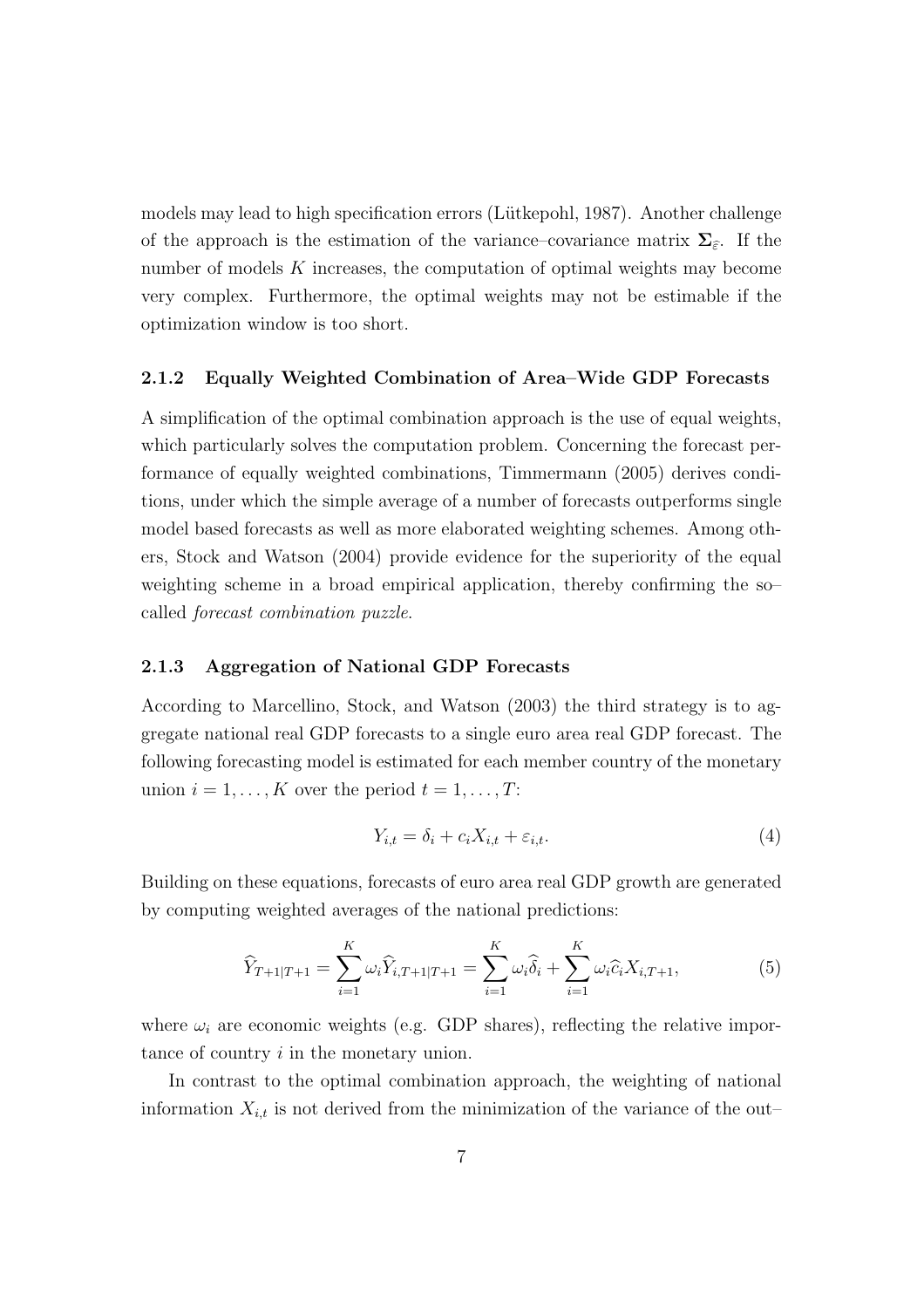models may lead to high specification errors (Lütkepohl, 1987). Another challenge of the approach is the estimation of the variance–covariance matrix $\mathbf{\Sigma}_{\widehat{\varepsilon}}$. If the number of models $K$ increases, the computation of optimal weights may become very complex. Furthermore, the optimal weights may not be estimable if the optimization window is too short.

### 2.1.2 Equally Weighted Combination of Area–Wide GDP Forecasts

A simplification of the optimal combination approach is the use of equal weights, which particularly solves the computation problem. Concerning the forecast performance of equally weighted combinations, Timmermann (2005) derives conditions, under which the simple average of a number of forecasts outperforms single model based forecasts as well as more elaborated weighting schemes. Among others, Stock and Watson (2004) provide evidence for the superiority of the equal weighting scheme in a broad empirical application, thereby confirming the so–called *forecast combination puzzle*.

### 2.1.3 Aggregation of National GDP Forecasts

According to Marcellino, Stock, and Watson (2003) the third strategy is to aggregate national real GDP forecasts to a single euro area real GDP forecast. The following forecasting model is estimated for each member country of the monetary union $i = 1, \ldots, K$ over the period $t = 1, \ldots, T$:

$$Y_{i,t} = \delta_i + c_i X_{i,t} + \varepsilon_{i,t}. \tag{4}$$

Building on these equations, forecasts of euro area real GDP growth are generated by computing weighted averages of the national predictions:

$$\widehat{Y}_{T+1|T+1} = \sum_{i=1}^{K} \omega_i \widehat{Y}_{i,T+1|T+1} = \sum_{i=1}^{K} \omega_i \widehat{\delta}_i + \sum_{i=1}^{K} \omega_i \widehat{c}_i X_{i,T+1}, \tag{5}$$

where $\omega_i$ are economic weights (e.g. GDP shares), reflecting the relative importance of country $i$ in the monetary union.

In contrast to the optimal combination approach, the weighting of national information $X_{i,t}$ is not derived from the minimization of the variance of the out–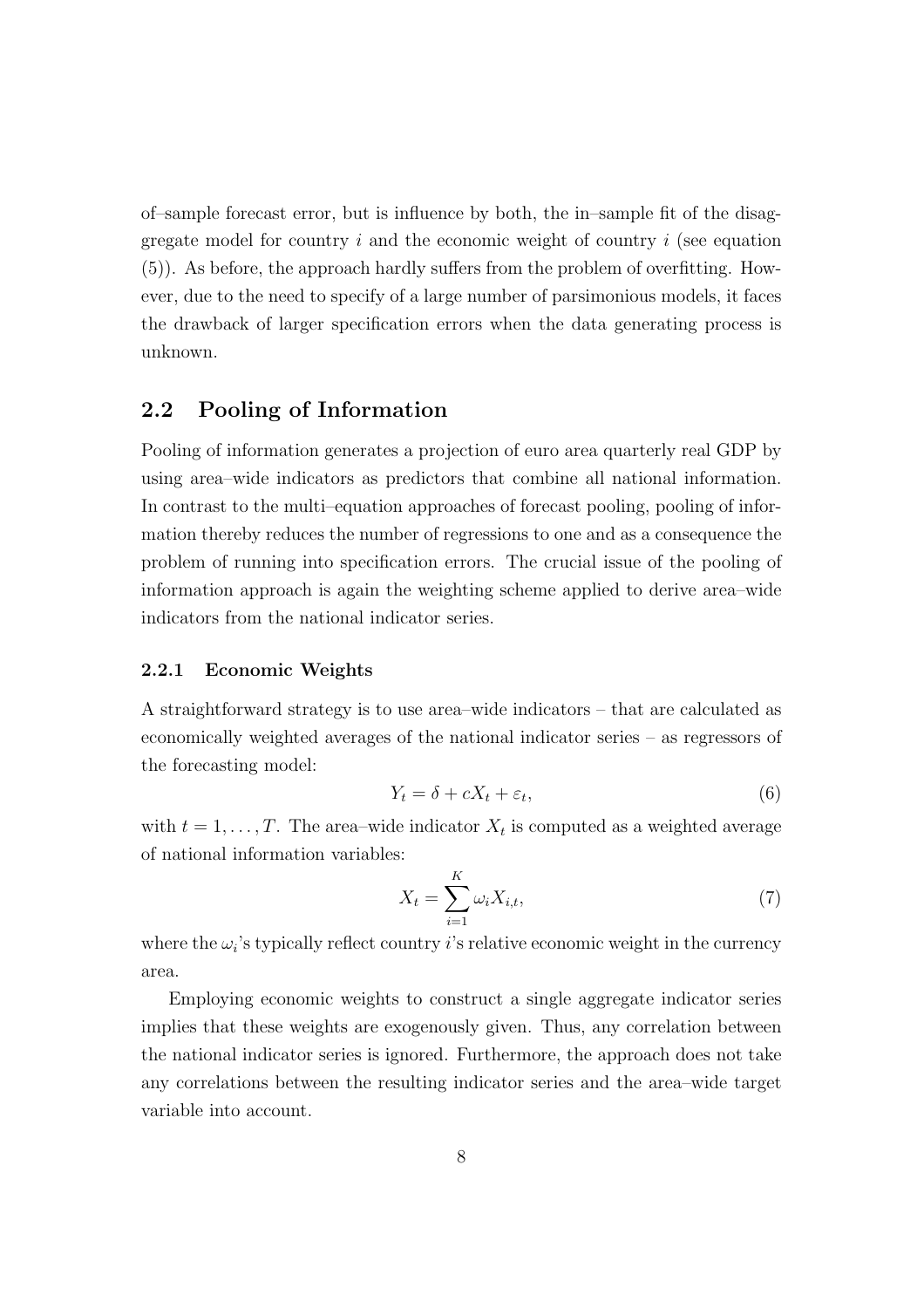of–sample forecast error, but is influence by both, the in–sample fit of the disaggregate model for country $i$ and the economic weight of country $i$ (see equation (5)). As before, the approach hardly suffers from the problem of overfitting. However, due to the need to specify of a large number of parsimonious models, it faces the drawback of larger specification errors when the data generating process is unknown.

## 2.2 Pooling of Information

Pooling of information generates a projection of euro area quarterly real GDP by using area–wide indicators as predictors that combine all national information. In contrast to the multi–equation approaches of forecast pooling, pooling of information thereby reduces the number of regressions to one and as a consequence the problem of running into specification errors. The crucial issue of the pooling of information approach is again the weighting scheme applied to derive area–wide indicators from the national indicator series.

### 2.2.1 Economic Weights

A straightforward strategy is to use area–wide indicators – that are calculated as economically weighted averages of the national indicator series – as regressors of the forecasting model:

$$Y_t = \delta + cX_t + \varepsilon_t, \tag{6}$$

with $t = 1, \ldots, T$. The area–wide indicator $X_t$ is computed as a weighted average of national information variables:

$$X_t = \sum_{i=1}^{K} \omega_i X_{i,t}, \tag{7}$$

where the $\omega_i$'s typically reflect country $i$'s relative economic weight in the currency area.

Employing economic weights to construct a single aggregate indicator series implies that these weights are exogenously given. Thus, any correlation between the national indicator series is ignored. Furthermore, the approach does not take any correlations between the resulting indicator series and the area–wide target variable into account.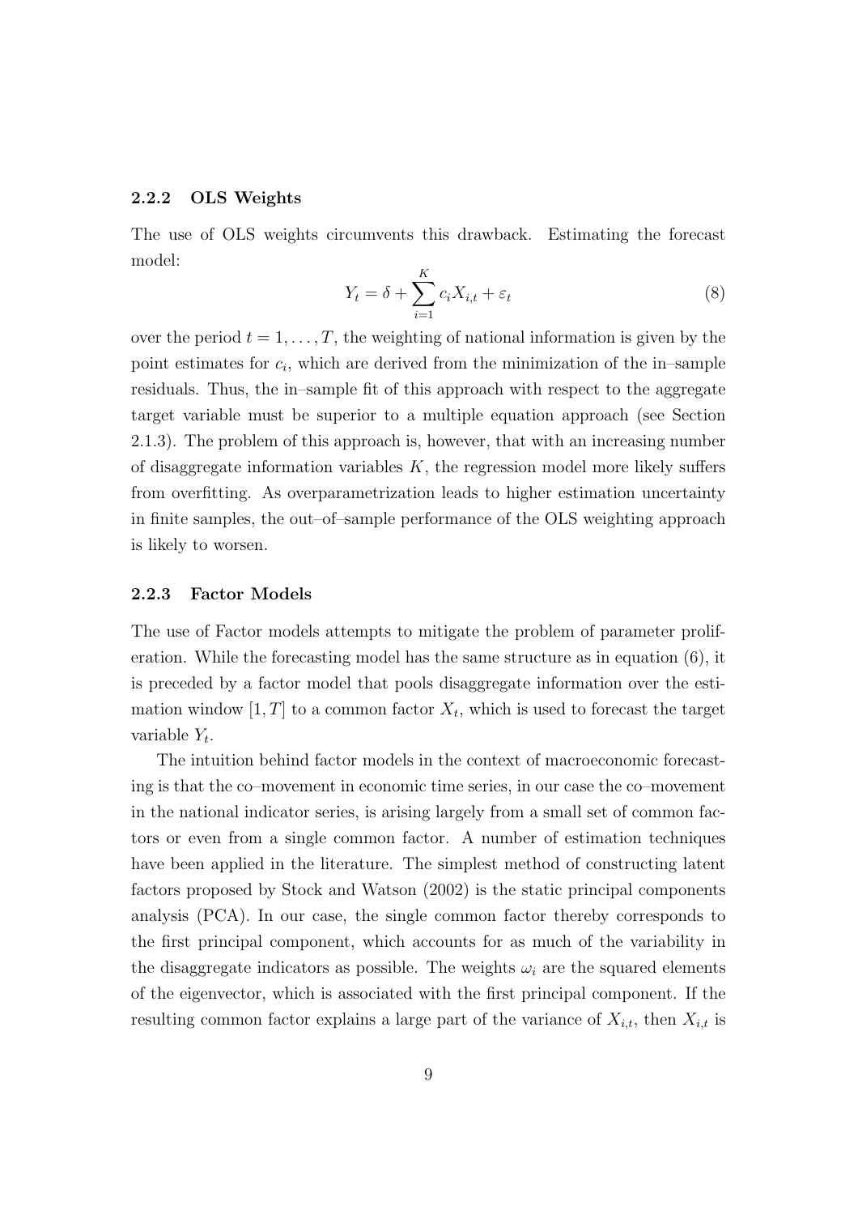### 2.2.2 OLS Weights

The use of OLS weights circumvents this drawback. Estimating the forecast model:

$$Y_t = \delta + \sum_{i=1}^{K} c_i X_{i,t} + \varepsilon_t \tag{8}$$

over the period $t = 1, \ldots, T$, the weighting of national information is given by the point estimates for $c_i$, which are derived from the minimization of the in–sample residuals. Thus, the in–sample fit of this approach with respect to the aggregate target variable must be superior to a multiple equation approach (see Section 2.1.3). The problem of this approach is, however, that with an increasing number of disaggregate information variables $K$, the regression model more likely suffers from overfitting. As overparametrization leads to higher estimation uncertainty in finite samples, the out–of–sample performance of the OLS weighting approach is likely to worsen.

### 2.2.3 Factor Models

The use of Factor models attempts to mitigate the problem of parameter proliferation. While the forecasting model has the same structure as in equation (6), it is preceded by a factor model that pools disaggregate information over the estimation window $[1, T]$ to a common factor $X_t$, which is used to forecast the target variable $Y_t$.

The intuition behind factor models in the context of macroeconomic forecasting is that the co–movement in economic time series, in our case the co–movement in the national indicator series, is arising largely from a small set of common factors or even from a single common factor. A number of estimation techniques have been applied in the literature. The simplest method of constructing latent factors proposed by Stock and Watson (2002) is the static principal components analysis (PCA). In our case, the single common factor thereby corresponds to the first principal component, which accounts for as much of the variability in the disaggregate indicators as possible. The weights $\omega_i$ are the squared elements of the eigenvector, which is associated with the first principal component. If the resulting common factor explains a large part of the variance of $X_{i,t}$, then $X_{i,t}$ is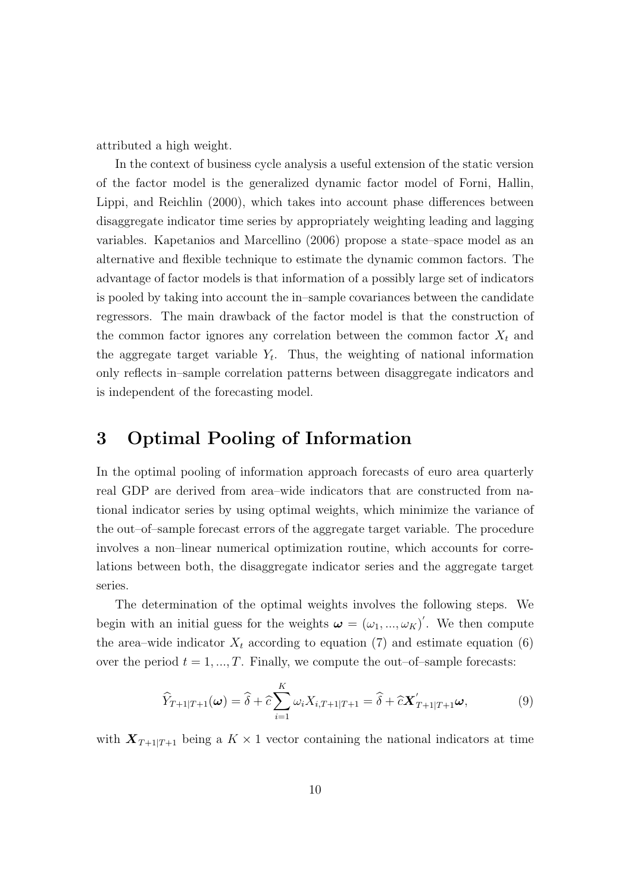attributed a high weight.

In the context of business cycle analysis a useful extension of the static version of the factor model is the generalized dynamic factor model of Forni, Hallin, Lippi, and Reichlin (2000), which takes into account phase differences between disaggregate indicator time series by appropriately weighting leading and lagging variables. Kapetanios and Marcellino (2006) propose a state–space model as an alternative and flexible technique to estimate the dynamic common factors. The advantage of factor models is that information of a possibly large set of indicators is pooled by taking into account the in–sample covariances between the candidate regressors. The main drawback of the factor model is that the construction of the common factor ignores any correlation between the common factor $X_t$ and the aggregate target variable $Y_t$. Thus, the weighting of national information only reflects in–sample correlation patterns between disaggregate indicators and is independent of the forecasting model.

# 3 Optimal Pooling of Information

In the optimal pooling of information approach forecasts of euro area quarterly real GDP are derived from area–wide indicators that are constructed from national indicator series by using optimal weights, which minimize the variance of the out–of–sample forecast errors of the aggregate target variable. The procedure involves a non–linear numerical optimization routine, which accounts for correlations between both, the disaggregate indicator series and the aggregate target series.

The determination of the optimal weights involves the following steps. We begin with an initial guess for the weights $\boldsymbol{\omega} = (\omega_1, ..., \omega_K)'$. We then compute the area–wide indicator $X_t$ according to equation (7) and estimate equation (6) over the period $t = 1, ..., T$. Finally, we compute the out–of–sample forecasts:

$$\widehat{Y}_{T+1|T+1}(\boldsymbol{\omega}) = \widehat{\delta} + \widehat{c}\sum_{i=1}^{K} \omega_i X_{i,T+1|T+1} = \widehat{\delta} + \widehat{c}\boldsymbol{X}'_{T+1|T+1}\boldsymbol{\omega}, \tag{9}$$

with $\boldsymbol{X}_{T+1|T+1}$ being a $K \times 1$ vector containing the national indicators at time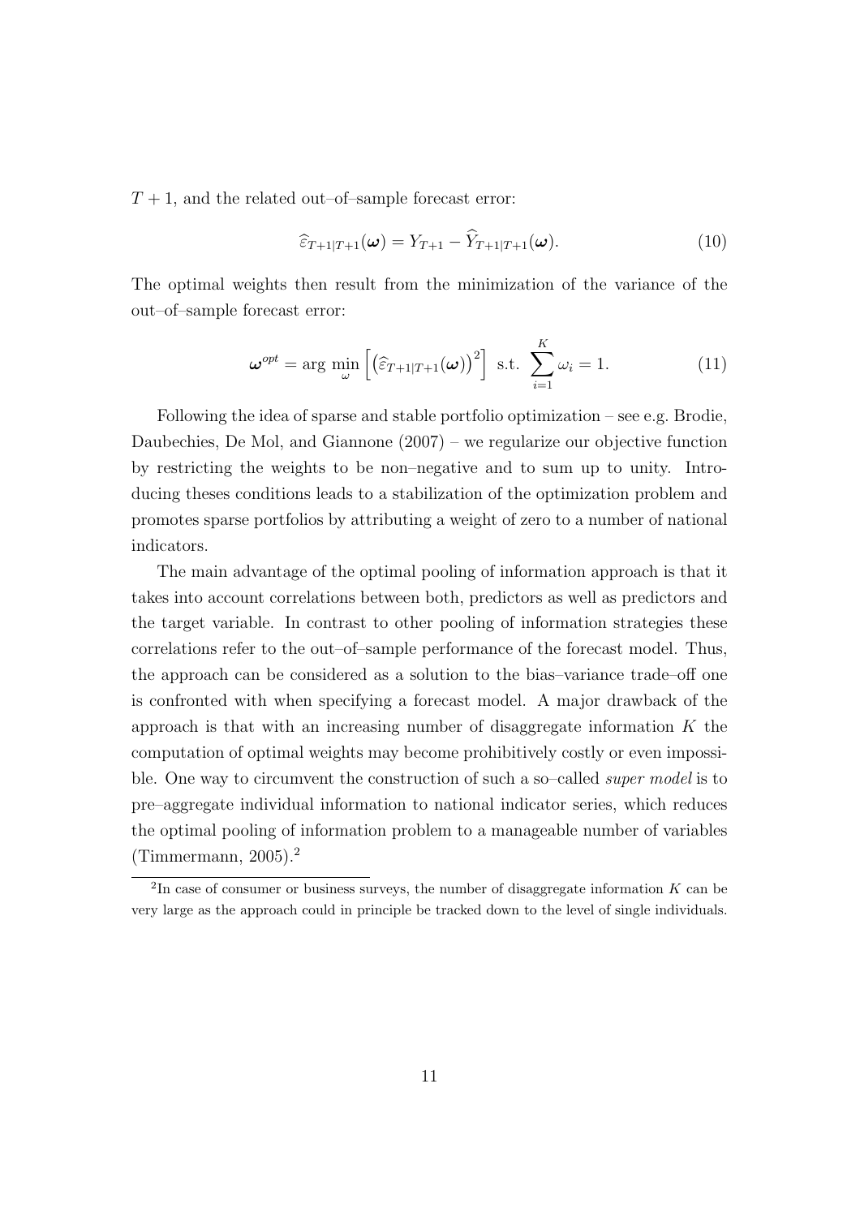$T+1$, and the related out–of–sample forecast error:

$$\widehat{\varepsilon}_{T+1|T+1}(\boldsymbol{\omega}) = Y_{T+1} - \widehat{Y}_{T+1|T+1}(\boldsymbol{\omega}). \tag{10}$$

The optimal weights then result from the minimization of the variance of the out–of–sample forecast error:

$$\boldsymbol{\omega}^{opt} = \arg\min_{\omega} \left[ \left( \widehat{\varepsilon}_{T+1|T+1}(\boldsymbol{\omega}) \right)^2 \right] \text{ s.t. } \sum_{i=1}^{K} \omega_i = 1. \tag{11}$$

Following the idea of sparse and stable portfolio optimization – see e.g. Brodie, Daubechies, De Mol, and Giannone (2007) – we regularize our objective function by restricting the weights to be non–negative and to sum up to unity. Introducing theses conditions leads to a stabilization of the optimization problem and promotes sparse portfolios by attributing a weight of zero to a number of national indicators.

The main advantage of the optimal pooling of information approach is that it takes into account correlations between both, predictors as well as predictors and the target variable. In contrast to other pooling of information strategies these correlations refer to the out–of–sample performance of the forecast model. Thus, the approach can be considered as a solution to the bias–variance trade–off one is confronted with when specifying a forecast model. A major drawback of the approach is that with an increasing number of disaggregate information $K$ the computation of optimal weights may become prohibitively costly or even impossible. One way to circumvent the construction of such a so–called *super model* is to pre–aggregate individual information to national indicator series, which reduces the optimal pooling of information problem to a manageable number of variables (Timmermann, 2005).[2]

[2] In case of consumer or business surveys, the number of disaggregate information $K$ can be very large as the approach could in principle be tracked down to the level of single individuals.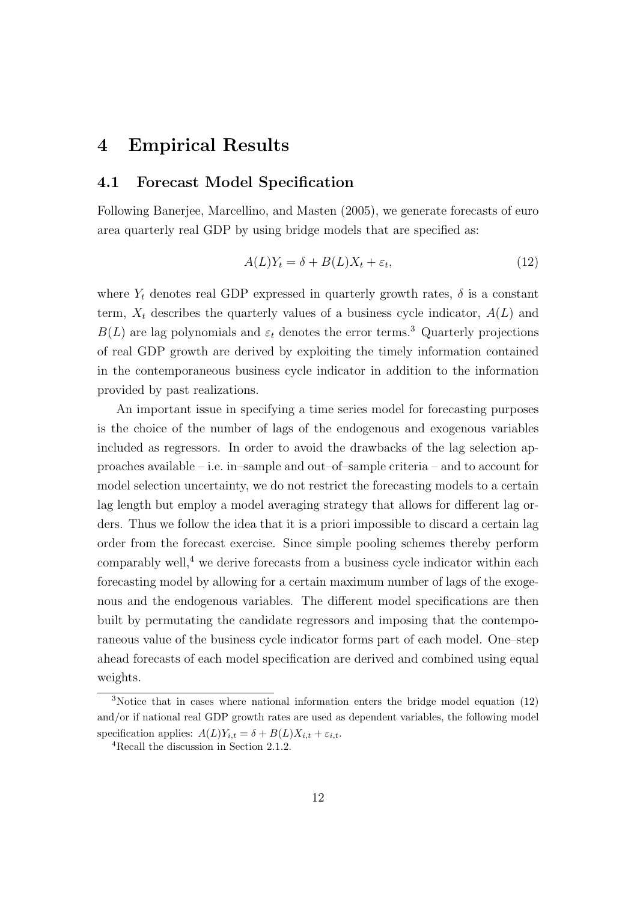# 4 Empirical Results

## 4.1 Forecast Model Specification

Following Banerjee, Marcellino, and Masten (2005), we generate forecasts of euro area quarterly real GDP by using bridge models that are specified as:

$$A(L)Y_t = \delta + B(L)X_t + \varepsilon_t, \tag{12}$$

where $Y_t$ denotes real GDP expressed in quarterly growth rates, $\delta$ is a constant term, $X_t$ describes the quarterly values of a business cycle indicator, $A(L)$ and $B(L)$ are lag polynomials and $\varepsilon_t$ denotes the error terms.[3] Quarterly projections of real GDP growth are derived by exploiting the timely information contained in the contemporaneous business cycle indicator in addition to the information provided by past realizations.

An important issue in specifying a time series model for forecasting purposes is the choice of the number of lags of the endogenous and exogenous variables included as regressors. In order to avoid the drawbacks of the lag selection approaches available – i.e. in–sample and out–of–sample criteria – and to account for model selection uncertainty, we do not restrict the forecasting models to a certain lag length but employ a model averaging strategy that allows for different lag orders. Thus we follow the idea that it is a priori impossible to discard a certain lag order from the forecast exercise. Since simple pooling schemes thereby perform comparably well,[4] we derive forecasts from a business cycle indicator within each forecasting model by allowing for a certain maximum number of lags of the exogenous and the endogenous variables. The different model specifications are then built by permutating the candidate regressors and imposing that the contemporaneous value of the business cycle indicator forms part of each model. One–step ahead forecasts of each model specification are derived and combined using equal weights.

[3] Notice that in cases where national information enters the bridge model equation (12) and/or if national real GDP growth rates are used as dependent variables, the following model specification applies: $A(L)Y_{i,t} = \delta + B(L)X_{i,t} + \varepsilon_{i,t}$.

[4] Recall the discussion in Section 2.1.2.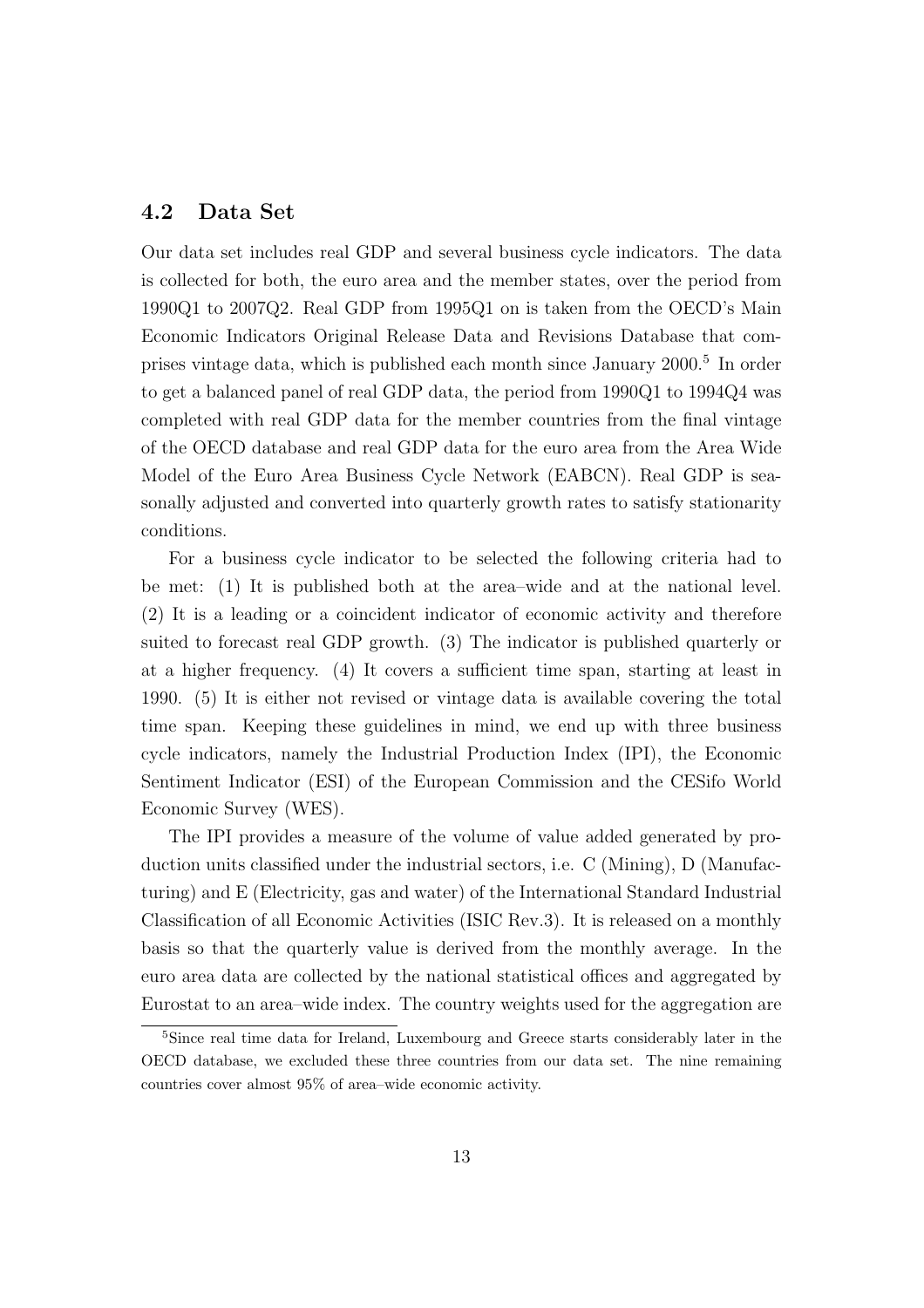### 4.2 Data Set

Our data set includes real GDP and several business cycle indicators. The data is collected for both, the euro area and the member states, over the period from 1990Q1 to 2007Q2. Real GDP from 1995Q1 on is taken from the OECD's Main Economic Indicators Original Release Data and Revisions Database that comprises vintage data, which is published each month since January 2000.[5] In order to get a balanced panel of real GDP data, the period from 1990Q1 to 1994Q4 was completed with real GDP data for the member countries from the final vintage of the OECD database and real GDP data for the euro area from the Area Wide Model of the Euro Area Business Cycle Network (EABCN). Real GDP is seasonally adjusted and converted into quarterly growth rates to satisfy stationarity conditions.

For a business cycle indicator to be selected the following criteria had to be met: (1) It is published both at the area–wide and at the national level. (2) It is a leading or a coincident indicator of economic activity and therefore suited to forecast real GDP growth. (3) The indicator is published quarterly or at a higher frequency. (4) It covers a sufficient time span, starting at least in 1990. (5) It is either not revised or vintage data is available covering the total time span. Keeping these guidelines in mind, we end up with three business cycle indicators, namely the Industrial Production Index (IPI), the Economic Sentiment Indicator (ESI) of the European Commission and the CESifo World Economic Survey (WES).

The IPI provides a measure of the volume of value added generated by production units classified under the industrial sectors, i.e. C (Mining), D (Manufacturing) and E (Electricity, gas and water) of the International Standard Industrial Classification of all Economic Activities (ISIC Rev.3). It is released on a monthly basis so that the quarterly value is derived from the monthly average. In the euro area data are collected by the national statistical offices and aggregated by Eurostat to an area–wide index. The country weights used for the aggregation are

[5] Since real time data for Ireland, Luxembourg and Greece starts considerably later in the OECD database, we excluded these three countries from our data set. The nine remaining countries cover almost 95% of area–wide economic activity.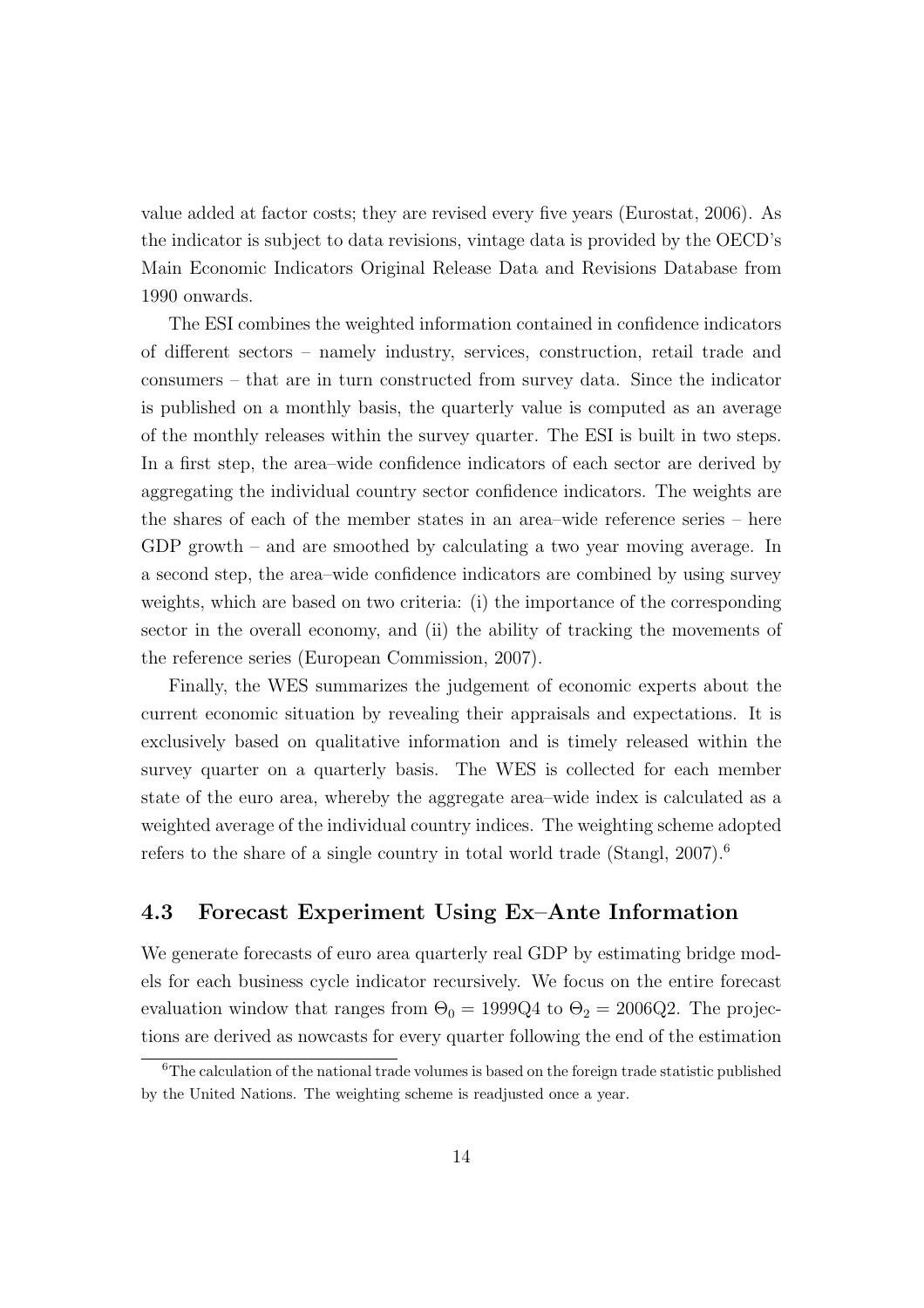value added at factor costs; they are revised every five years (Eurostat, 2006). As the indicator is subject to data revisions, vintage data is provided by the OECD's Main Economic Indicators Original Release Data and Revisions Database from 1990 onwards.

The ESI combines the weighted information contained in confidence indicators of different sectors – namely industry, services, construction, retail trade and consumers – that are in turn constructed from survey data. Since the indicator is published on a monthly basis, the quarterly value is computed as an average of the monthly releases within the survey quarter. The ESI is built in two steps. In a first step, the area–wide confidence indicators of each sector are derived by aggregating the individual country sector confidence indicators. The weights are the shares of each of the member states in an area–wide reference series – here GDP growth – and are smoothed by calculating a two year moving average. In a second step, the area–wide confidence indicators are combined by using survey weights, which are based on two criteria: (i) the importance of the corresponding sector in the overall economy, and (ii) the ability of tracking the movements of the reference series (European Commission, 2007).

Finally, the WES summarizes the judgement of economic experts about the current economic situation by revealing their appraisals and expectations. It is exclusively based on qualitative information and is timely released within the survey quarter on a quarterly basis. The WES is collected for each member state of the euro area, whereby the aggregate area–wide index is calculated as a weighted average of the individual country indices. The weighting scheme adopted refers to the share of a single country in total world trade (Stangl, 2007).[6]

## 4.3 Forecast Experiment Using Ex–Ante Information

We generate forecasts of euro area quarterly real GDP by estimating bridge models for each business cycle indicator recursively. We focus on the entire forecast evaluation window that ranges from $\Theta_0 =$ 1999Q4 to $\Theta_2 =$ 2006Q2. The projections are derived as nowcasts for every quarter following the end of the estimation

[6] The calculation of the national trade volumes is based on the foreign trade statistic published by the United Nations. The weighting scheme is readjusted once a year.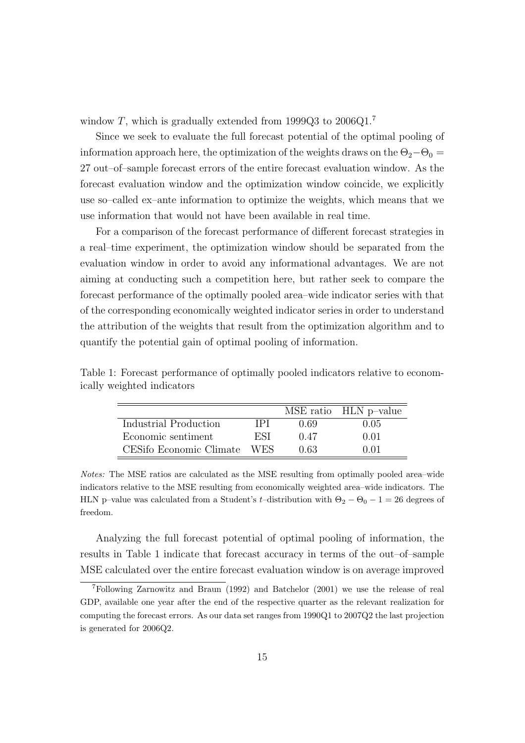window $T$, which is gradually extended from 1999Q3 to 2006Q1.[7]

Since we seek to evaluate the full forecast potential of the optimal pooling of information approach here, the optimization of the weights draws on the $\Theta_2 - \Theta_0 = 27$ out–of–sample forecast errors of the entire forecast evaluation window. As the forecast evaluation window and the optimization window coincide, we explicitly use so–called ex–ante information to optimize the weights, which means that we use information that would not have been available in real time.

For a comparison of the forecast performance of different forecast strategies in a real–time experiment, the optimization window should be separated from the evaluation window in order to avoid any informational advantages. We are not aiming at conducting such a competition here, but rather seek to compare the forecast performance of the optimally pooled area–wide indicator series with that of the corresponding economically weighted indicator series in order to understand the attribution of the weights that result from the optimization algorithm and to quantify the potential gain of optimal pooling of information.

Table 1: Forecast performance of optimally pooled indicators relative to economically weighted indicators

| | | MSE ratio | HLN p–value |
|---|---|---|---|
| Industrial Production | IPI | 0.69 | 0.05 |
| Economic sentiment | ESI | 0.47 | 0.01 |
| CESifo Economic Climate | WES | 0.63 | 0.01 |

*Notes:* The MSE ratios are calculated as the MSE resulting from optimally pooled area–wide indicators relative to the MSE resulting from economically weighted area–wide indicators. The HLN p–value was calculated from a Student's $t$–distribution with $\Theta_2 - \Theta_0 - 1 = 26$ degrees of freedom.

Analyzing the full forecast potential of optimal pooling of information, the results in Table 1 indicate that forecast accuracy in terms of the out–of–sample MSE calculated over the entire forecast evaluation window is on average improved

[7]Following Zarnowitz and Braun (1992) and Batchelor (2001) we use the release of real GDP, available one year after the end of the respective quarter as the relevant realization for computing the forecast errors. As our data set ranges from 1990Q1 to 2007Q2 the last projection is generated for 2006Q2.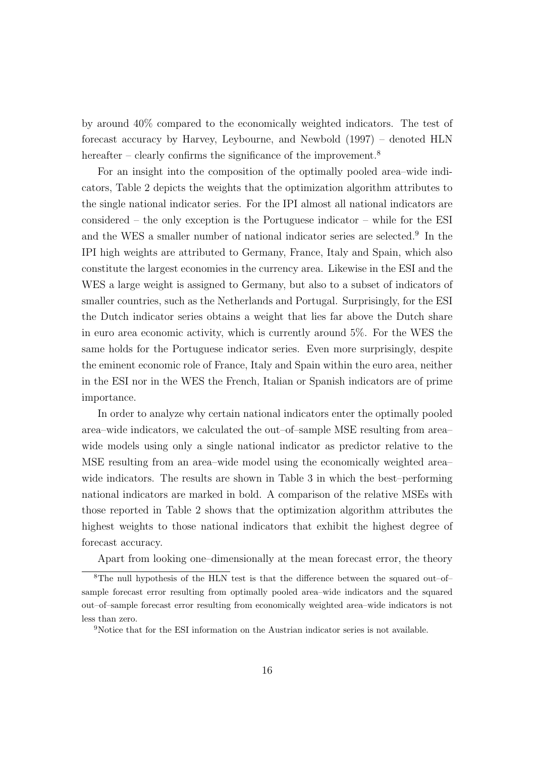by around 40% compared to the economically weighted indicators. The test of forecast accuracy by Harvey, Leybourne, and Newbold (1997) – denoted HLN hereafter – clearly confirms the significance of the improvement.[8]

For an insight into the composition of the optimally pooled area–wide indicators, Table 2 depicts the weights that the optimization algorithm attributes to the single national indicator series. For the IPI almost all national indicators are considered – the only exception is the Portuguese indicator – while for the ESI and the WES a smaller number of national indicator series are selected.[9] In the IPI high weights are attributed to Germany, France, Italy and Spain, which also constitute the largest economies in the currency area. Likewise in the ESI and the WES a large weight is assigned to Germany, but also to a subset of indicators of smaller countries, such as the Netherlands and Portugal. Surprisingly, for the ESI the Dutch indicator series obtains a weight that lies far above the Dutch share in euro area economic activity, which is currently around 5%. For the WES the same holds for the Portuguese indicator series. Even more surprisingly, despite the eminent economic role of France, Italy and Spain within the euro area, neither in the ESI nor in the WES the French, Italian or Spanish indicators are of prime importance.

In order to analyze why certain national indicators enter the optimally pooled area–wide indicators, we calculated the out–of–sample MSE resulting from area–wide models using only a single national indicator as predictor relative to the MSE resulting from an area–wide model using the economically weighted area–wide indicators. The results are shown in Table 3 in which the best–performing national indicators are marked in bold. A comparison of the relative MSEs with those reported in Table 2 shows that the optimization algorithm attributes the highest weights to those national indicators that exhibit the highest degree of forecast accuracy.

Apart from looking one–dimensionally at the mean forecast error, the theory

[8] The null hypothesis of the HLN test is that the difference between the squared out–of–sample forecast error resulting from optimally pooled area–wide indicators and the squared out–of–sample forecast error resulting from economically weighted area–wide indicators is not less than zero.

[9] Notice that for the ESI information on the Austrian indicator series is not available.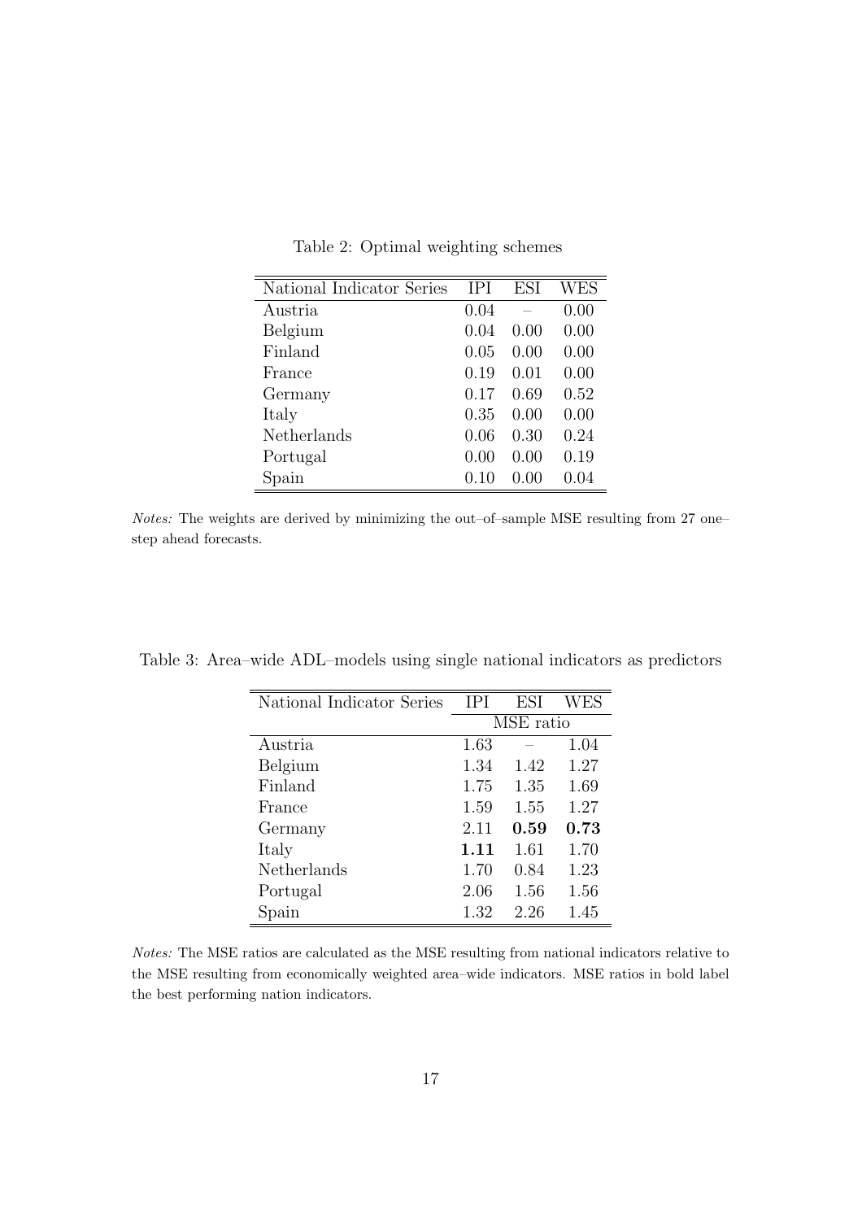Table 2: Optimal weighting schemes

| National Indicator Series | IPI | ESI | WES |
|---|---|---|---|
| Austria | 0.04 | – | 0.00 |
| Belgium | 0.04 | 0.00 | 0.00 |
| Finland | 0.05 | 0.00 | 0.00 |
| France | 0.19 | 0.01 | 0.00 |
| Germany | 0.17 | 0.69 | 0.52 |
| Italy | 0.35 | 0.00 | 0.00 |
| Netherlands | 0.06 | 0.30 | 0.24 |
| Portugal | 0.00 | 0.00 | 0.19 |
| Spain | 0.10 | 0.00 | 0.04 |

*Notes:* The weights are derived by minimizing the out–of–sample MSE resulting from 27 one–step ahead forecasts.

Table 3: Area–wide ADL–models using single national indicators as predictors

| National Indicator Series | IPI | ESI | WES |
|---|---|---|---|
| | MSE ratio | | |
| Austria | 1.63 | – | 1.04 |
| Belgium | 1.34 | 1.42 | 1.27 |
| Finland | 1.75 | 1.35 | 1.69 |
| France | 1.59 | 1.55 | 1.27 |
| Germany | 2.11 | **0.59** | **0.73** |
| Italy | **1.11** | 1.61 | 1.70 |
| Netherlands | 1.70 | 0.84 | 1.23 |
| Portugal | 2.06 | 1.56 | 1.56 |
| Spain | 1.32 | 2.26 | 1.45 |

*Notes:* The MSE ratios are calculated as the MSE resulting from national indicators relative to the MSE resulting from economically weighted area–wide indicators. MSE ratios in bold label the best performing nation indicators.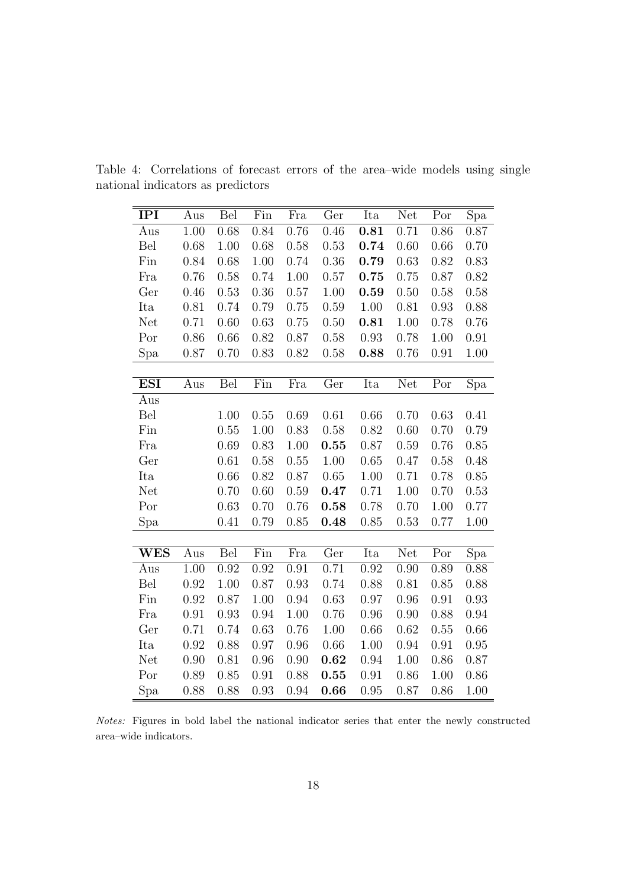Table 4: Correlations of forecast errors of the area–wide models using single national indicators as predictors

| **IPI** | Aus | Bel | Fin | Fra | Ger | Ita | Net | Por | Spa |
|---|---|---|---|---|---|---|---|---|---|
| Aus | 1.00 | 0.68 | 0.84 | 0.76 | 0.46 | **0.81** | 0.71 | 0.86 | 0.87 |
| Bel | 0.68 | 1.00 | 0.68 | 0.58 | 0.53 | **0.74** | 0.60 | 0.66 | 0.70 |
| Fin | 0.84 | 0.68 | 1.00 | 0.74 | 0.36 | **0.79** | 0.63 | 0.82 | 0.83 |
| Fra | 0.76 | 0.58 | 0.74 | 1.00 | 0.57 | **0.75** | 0.75 | 0.87 | 0.82 |
| Ger | 0.46 | 0.53 | 0.36 | 0.57 | 1.00 | **0.59** | 0.50 | 0.58 | 0.58 |
| Ita | 0.81 | 0.74 | 0.79 | 0.75 | 0.59 | 1.00 | 0.81 | 0.93 | 0.88 |
| Net | 0.71 | 0.60 | 0.63 | 0.75 | 0.50 | **0.81** | 1.00 | 0.78 | 0.76 |
| Por | 0.86 | 0.66 | 0.82 | 0.87 | 0.58 | 0.93 | 0.78 | 1.00 | 0.91 |
| Spa | 0.87 | 0.70 | 0.83 | 0.82 | 0.58 | **0.88** | 0.76 | 0.91 | 1.00 |

| **ESI** | Aus | Bel | Fin | Fra | Ger | Ita | Net | Por | Spa |
|---|---|---|---|---|---|---|---|---|---|
| Aus | | | | | | | | | |
| Bel | | 1.00 | 0.55 | 0.69 | 0.61 | 0.66 | 0.70 | 0.63 | 0.41 |
| Fin | | 0.55 | 1.00 | 0.83 | 0.58 | 0.82 | 0.60 | 0.70 | 0.79 |
| Fra | | 0.69 | 0.83 | 1.00 | **0.55** | 0.87 | 0.59 | 0.76 | 0.85 |
| Ger | | 0.61 | 0.58 | 0.55 | 1.00 | 0.65 | 0.47 | 0.58 | 0.48 |
| Ita | | 0.66 | 0.82 | 0.87 | 0.65 | 1.00 | 0.71 | 0.78 | 0.85 |
| Net | | 0.70 | 0.60 | 0.59 | **0.47** | 0.71 | 1.00 | 0.70 | 0.53 |
| Por | | 0.63 | 0.70 | 0.76 | **0.58** | 0.78 | 0.70 | 1.00 | 0.77 |
| Spa | | 0.41 | 0.79 | 0.85 | **0.48** | 0.85 | 0.53 | 0.77 | 1.00 |

| **WES** | Aus | Bel | Fin | Fra | Ger | Ita | Net | Por | Spa |
|---|---|---|---|---|---|---|---|---|---|
| Aus | 1.00 | 0.92 | 0.92 | 0.91 | 0.71 | 0.92 | 0.90 | 0.89 | 0.88 |
| Bel | 0.92 | 1.00 | 0.87 | 0.93 | 0.74 | 0.88 | 0.81 | 0.85 | 0.88 |
| Fin | 0.92 | 0.87 | 1.00 | 0.94 | 0.63 | 0.97 | 0.96 | 0.91 | 0.93 |
| Fra | 0.91 | 0.93 | 0.94 | 1.00 | 0.76 | 0.96 | 0.90 | 0.88 | 0.94 |
| Ger | 0.71 | 0.74 | 0.63 | 0.76 | 1.00 | 0.66 | 0.62 | 0.55 | 0.66 |
| Ita | 0.92 | 0.88 | 0.97 | 0.96 | 0.66 | 1.00 | 0.94 | 0.91 | 0.95 |
| Net | 0.90 | 0.81 | 0.96 | 0.90 | **0.62** | 0.94 | 1.00 | 0.86 | 0.87 |
| Por | 0.89 | 0.85 | 0.91 | 0.88 | **0.55** | 0.91 | 0.86 | 1.00 | 0.86 |
| Spa | 0.88 | 0.88 | 0.93 | 0.94 | **0.66** | 0.95 | 0.87 | 0.86 | 1.00 |

*Notes:* Figures in bold label the national indicator series that enter the newly constructed area–wide indicators.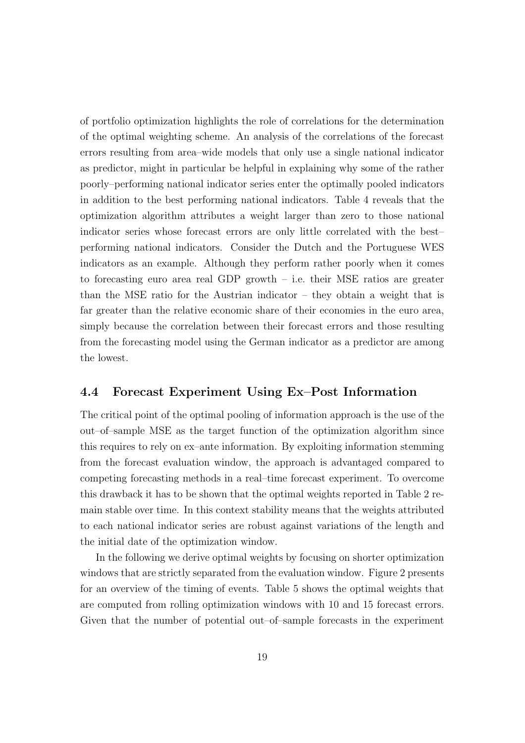of portfolio optimization highlights the role of correlations for the determination of the optimal weighting scheme. An analysis of the correlations of the forecast errors resulting from area–wide models that only use a single national indicator as predictor, might in particular be helpful in explaining why some of the rather poorly–performing national indicator series enter the optimally pooled indicators in addition to the best performing national indicators. Table 4 reveals that the optimization algorithm attributes a weight larger than zero to those national indicator series whose forecast errors are only little correlated with the best–performing national indicators. Consider the Dutch and the Portuguese WES indicators as an example. Although they perform rather poorly when it comes to forecasting euro area real GDP growth – i.e. their MSE ratios are greater than the MSE ratio for the Austrian indicator – they obtain a weight that is far greater than the relative economic share of their economies in the euro area, simply because the correlation between their forecast errors and those resulting from the forecasting model using the German indicator as a predictor are among the lowest.

### 4.4 Forecast Experiment Using Ex–Post Information

The critical point of the optimal pooling of information approach is the use of the out–of–sample MSE as the target function of the optimization algorithm since this requires to rely on ex–ante information. By exploiting information stemming from the forecast evaluation window, the approach is advantaged compared to competing forecasting methods in a real–time forecast experiment. To overcome this drawback it has to be shown that the optimal weights reported in Table 2 remain stable over time. In this context stability means that the weights attributed to each national indicator series are robust against variations of the length and the initial date of the optimization window.

In the following we derive optimal weights by focusing on shorter optimization windows that are strictly separated from the evaluation window. Figure 2 presents for an overview of the timing of events. Table 5 shows the optimal weights that are computed from rolling optimization windows with 10 and 15 forecast errors. Given that the number of potential out–of–sample forecasts in the experiment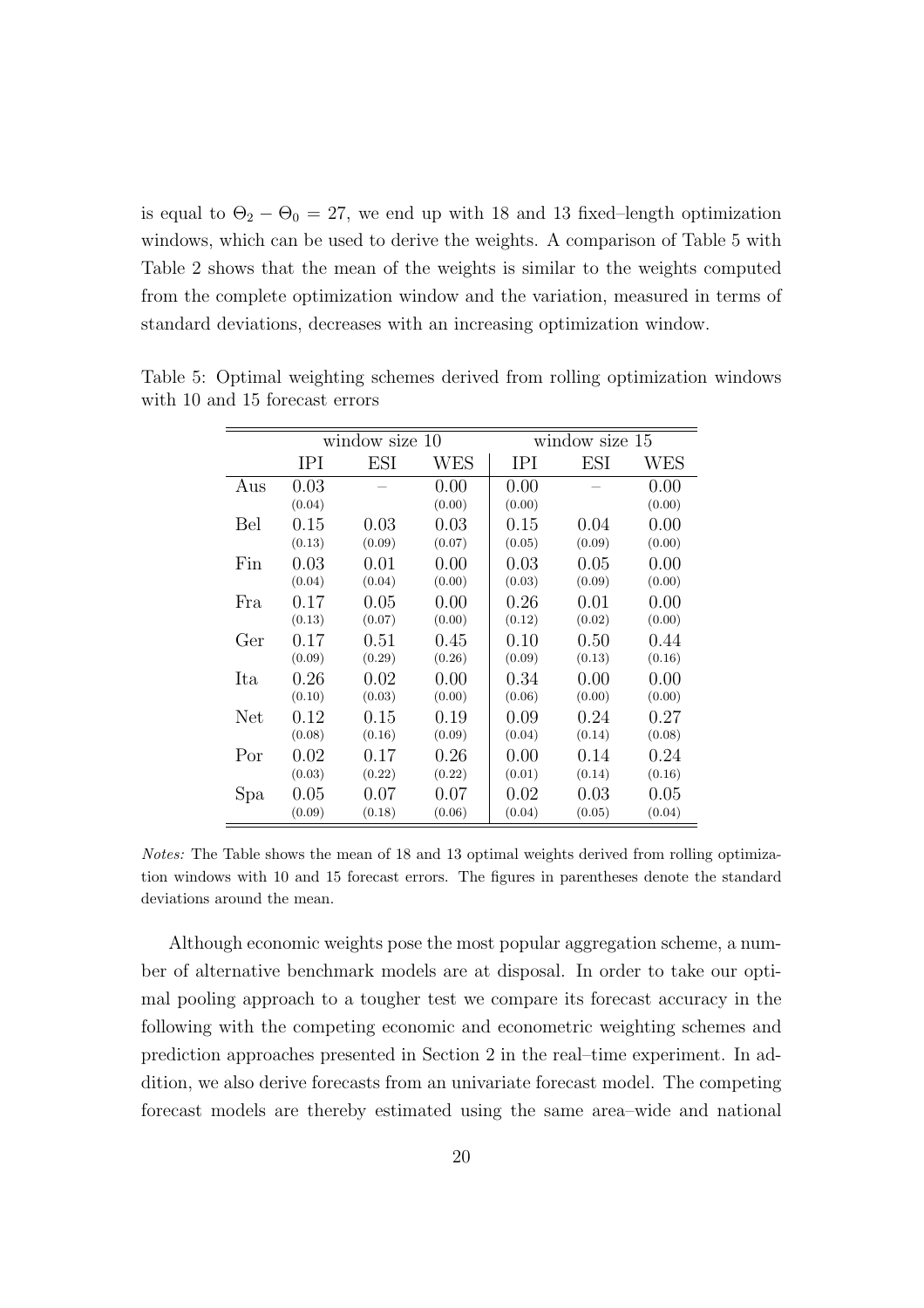is equal to $\Theta_2 - \Theta_0 = 27$, we end up with 18 and 13 fixed–length optimization windows, which can be used to derive the weights. A comparison of Table 5 with Table 2 shows that the mean of the weights is similar to the weights computed from the complete optimization window and the variation, measured in terms of standard deviations, decreases with an increasing optimization window.

Table 5: Optimal weighting schemes derived from rolling optimization windows with 10 and 15 forecast errors

| | window size 10 | | | window size 15 | | |
|---|---|---|---|---|---|---|
| | IPI | ESI | WES | IPI | ESI | WES |
| Aus | 0.03 | – | 0.00 | 0.00 | – | 0.00 |
| | (0.04) | | (0.00) | (0.00) | | (0.00) |
| Bel | 0.15 | 0.03 | 0.03 | 0.15 | 0.04 | 0.00 |
| | (0.13) | (0.09) | (0.07) | (0.05) | (0.09) | (0.00) |
| Fin | 0.03 | 0.01 | 0.00 | 0.03 | 0.05 | 0.00 |
| | (0.04) | (0.04) | (0.00) | (0.03) | (0.09) | (0.00) |
| Fra | 0.17 | 0.05 | 0.00 | 0.26 | 0.01 | 0.00 |
| | (0.13) | (0.07) | (0.00) | (0.12) | (0.02) | (0.00) |
| Ger | 0.17 | 0.51 | 0.45 | 0.10 | 0.50 | 0.44 |
| | (0.09) | (0.29) | (0.26) | (0.09) | (0.13) | (0.16) |
| Ita | 0.26 | 0.02 | 0.00 | 0.34 | 0.00 | 0.00 |
| | (0.10) | (0.03) | (0.00) | (0.06) | (0.00) | (0.00) |
| Net | 0.12 | 0.15 | 0.19 | 0.09 | 0.24 | 0.27 |
| | (0.08) | (0.16) | (0.09) | (0.04) | (0.14) | (0.08) |
| Por | 0.02 | 0.17 | 0.26 | 0.00 | 0.14 | 0.24 |
| | (0.03) | (0.22) | (0.22) | (0.01) | (0.14) | (0.16) |
| Spa | 0.05 | 0.07 | 0.07 | 0.02 | 0.03 | 0.05 |
| | (0.09) | (0.18) | (0.06) | (0.04) | (0.05) | (0.04) |

*Notes:* The Table shows the mean of 18 and 13 optimal weights derived from rolling optimization windows with 10 and 15 forecast errors. The figures in parentheses denote the standard deviations around the mean.

Although economic weights pose the most popular aggregation scheme, a number of alternative benchmark models are at disposal. In order to take our optimal pooling approach to a tougher test we compare its forecast accuracy in the following with the competing economic and econometric weighting schemes and prediction approaches presented in Section 2 in the real–time experiment. In addition, we also derive forecasts from an univariate forecast model. The competing forecast models are thereby estimated using the same area–wide and national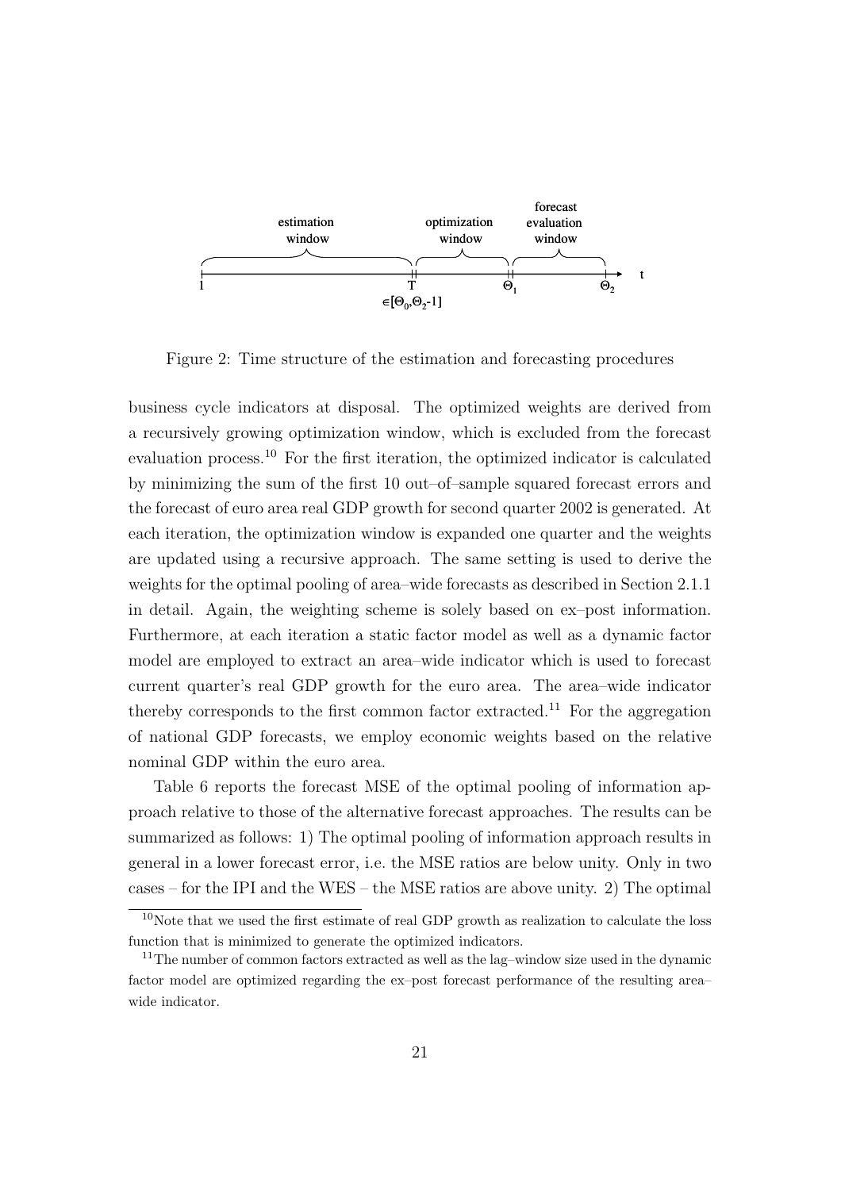Figure 2: Time structure of the estimation and forecasting procedures

business cycle indicators at disposal. The optimized weights are derived from a recursively growing optimization window, which is excluded from the forecast evaluation process.[10] For the first iteration, the optimized indicator is calculated by minimizing the sum of the first 10 out–of–sample squared forecast errors and the forecast of euro area real GDP growth for second quarter 2002 is generated. At each iteration, the optimization window is expanded one quarter and the weights are updated using a recursive approach. The same setting is used to derive the weights for the optimal pooling of area–wide forecasts as described in Section 2.1.1 in detail. Again, the weighting scheme is solely based on ex–post information. Furthermore, at each iteration a static factor model as well as a dynamic factor model are employed to extract an area–wide indicator which is used to forecast current quarter's real GDP growth for the euro area. The area–wide indicator thereby corresponds to the first common factor extracted.[11] For the aggregation of national GDP forecasts, we employ economic weights based on the relative nominal GDP within the euro area.

Table 6 reports the forecast MSE of the optimal pooling of information approach relative to those of the alternative forecast approaches. The results can be summarized as follows: 1) The optimal pooling of information approach results in general in a lower forecast error, i.e. the MSE ratios are below unity. Only in two cases – for the IPI and the WES – the MSE ratios are above unity. 2) The optimal

[10] Note that we used the first estimate of real GDP growth as realization to calculate the loss function that is minimized to generate the optimized indicators.

[11] The number of common factors extracted as well as the lag–window size used in the dynamic factor model are optimized regarding the ex–post forecast performance of the resulting area–wide indicator.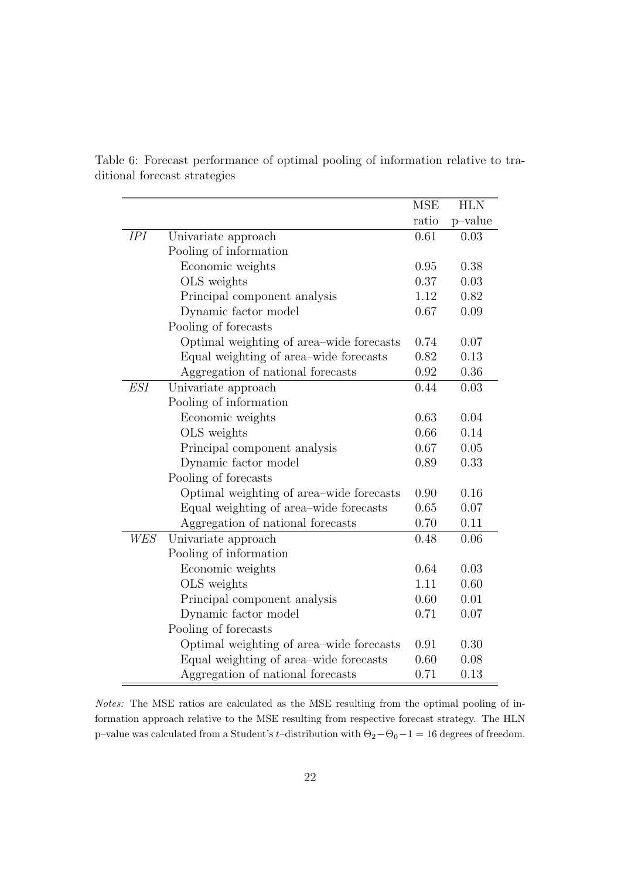Table 6: Forecast performance of optimal pooling of information relative to traditional forecast strategies

| | | MSE ratio | HLN p–value |
|---|---|---|---|
| *IPI* | Univariate approach | 0.61 | 0.03 |
| | Pooling of information | | |
| | Economic weights | 0.95 | 0.38 |
| | OLS weights | 0.37 | 0.03 |
| | Principal component analysis | 1.12 | 0.82 |
| | Dynamic factor model | 0.67 | 0.09 |
| | Pooling of forecasts | | |
| | Optimal weighting of area–wide forecasts | 0.74 | 0.07 |
| | Equal weighting of area–wide forecasts | 0.82 | 0.13 |
| | Aggregation of national forecasts | 0.92 | 0.36 |
| *ESI* | Univariate approach | 0.44 | 0.03 |
| | Pooling of information | | |
| | Economic weights | 0.63 | 0.04 |
| | OLS weights | 0.66 | 0.14 |
| | Principal component analysis | 0.67 | 0.05 |
| | Dynamic factor model | 0.89 | 0.33 |
| | Pooling of forecasts | | |
| | Optimal weighting of area–wide forecasts | 0.90 | 0.16 |
| | Equal weighting of area–wide forecasts | 0.65 | 0.07 |
| | Aggregation of national forecasts | 0.70 | 0.11 |
| *WES* | Univariate approach | 0.48 | 0.06 |
| | Pooling of information | | |
| | Economic weights | 0.64 | 0.03 |
| | OLS weights | 1.11 | 0.60 |
| | Principal component analysis | 0.60 | 0.01 |
| | Dynamic factor model | 0.71 | 0.07 |
| | Pooling of forecasts | | |
| | Optimal weighting of area–wide forecasts | 0.91 | 0.30 |
| | Equal weighting of area–wide forecasts | 0.60 | 0.08 |
| | Aggregation of national forecasts | 0.71 | 0.13 |

*Notes:* The MSE ratios are calculated as the MSE resulting from the optimal pooling of information approach relative to the MSE resulting from respective forecast strategy. The HLN p–value was calculated from a Student's $t$–distribution with $\Theta_2 - \Theta_0 - 1 = 16$ degrees of freedom.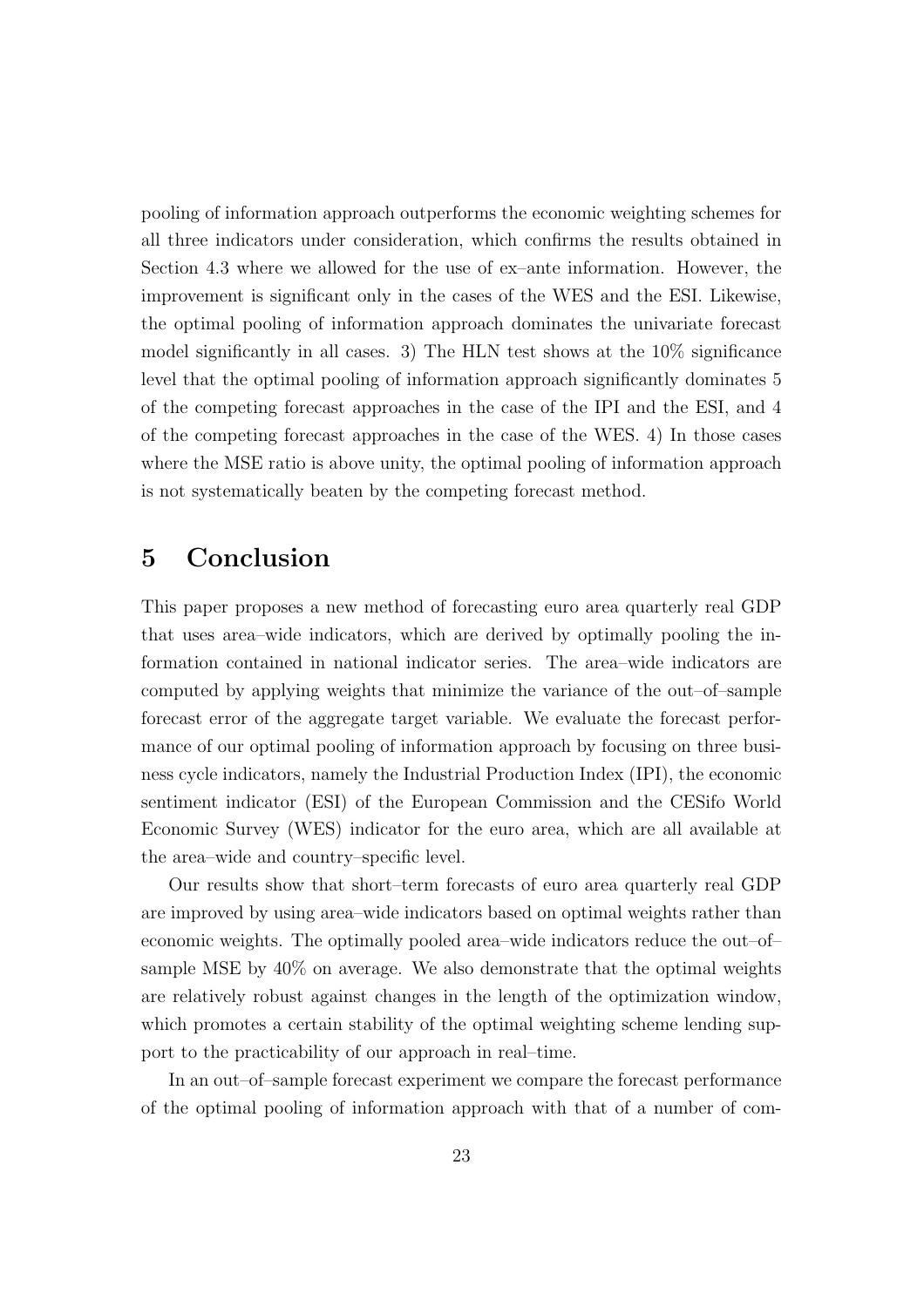pooling of information approach outperforms the economic weighting schemes for all three indicators under consideration, which confirms the results obtained in Section 4.3 where we allowed for the use of ex–ante information. However, the improvement is significant only in the cases of the WES and the ESI. Likewise, the optimal pooling of information approach dominates the univariate forecast model significantly in all cases. 3) The HLN test shows at the 10% significance level that the optimal pooling of information approach significantly dominates 5 of the competing forecast approaches in the case of the IPI and the ESI, and 4 of the competing forecast approaches in the case of the WES. 4) In those cases where the MSE ratio is above unity, the optimal pooling of information approach is not systematically beaten by the competing forecast method.

# 5 Conclusion

This paper proposes a new method of forecasting euro area quarterly real GDP that uses area–wide indicators, which are derived by optimally pooling the information contained in national indicator series. The area–wide indicators are computed by applying weights that minimize the variance of the out–of–sample forecast error of the aggregate target variable. We evaluate the forecast performance of our optimal pooling of information approach by focusing on three business cycle indicators, namely the Industrial Production Index (IPI), the economic sentiment indicator (ESI) of the European Commission and the CESifo World Economic Survey (WES) indicator for the euro area, which are all available at the area–wide and country–specific level.

Our results show that short–term forecasts of euro area quarterly real GDP are improved by using area–wide indicators based on optimal weights rather than economic weights. The optimally pooled area–wide indicators reduce the out–of–sample MSE by 40% on average. We also demonstrate that the optimal weights are relatively robust against changes in the length of the optimization window, which promotes a certain stability of the optimal weighting scheme lending support to the practicability of our approach in real–time.

In an out–of–sample forecast experiment we compare the forecast performance of the optimal pooling of information approach with that of a number of com-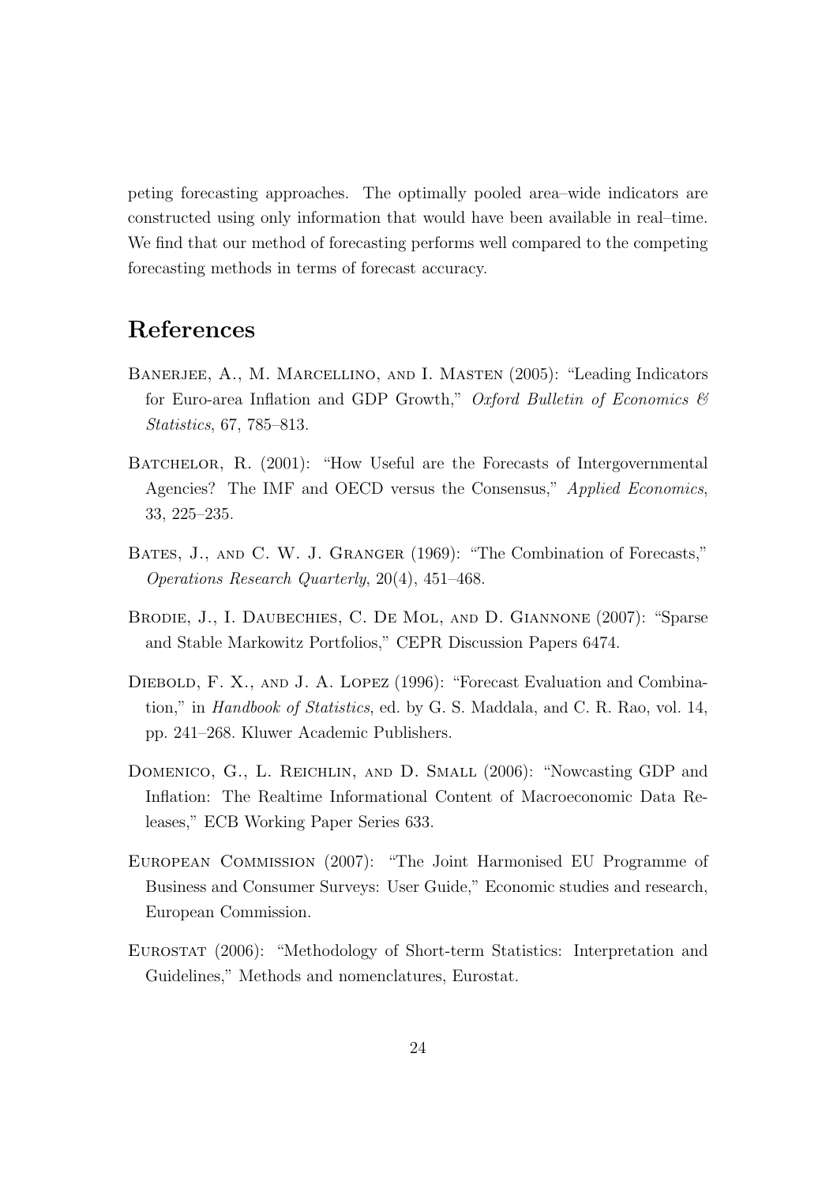peting forecasting approaches. The optimally pooled area–wide indicators are constructed using only information that would have been available in real–time. We find that our method of forecasting performs well compared to the competing forecasting methods in terms of forecast accuracy.

# References

Banerjee, A., M. Marcellino, and I. Masten (2005): "Leading Indicators for Euro-area Inflation and GDP Growth," *Oxford Bulletin of Economics & Statistics*, 67, 785–813.

Batchelor, R. (2001): "How Useful are the Forecasts of Intergovernmental Agencies? The IMF and OECD versus the Consensus," *Applied Economics*, 33, 225–235.

Bates, J., and C. W. J. Granger (1969): "The Combination of Forecasts," *Operations Research Quarterly*, 20(4), 451–468.

Brodie, J., I. Daubechies, C. De Mol, and D. Giannone (2007): "Sparse and Stable Markowitz Portfolios," CEPR Discussion Papers 6474.

Diebold, F. X., and J. A. Lopez (1996): "Forecast Evaluation and Combination," in *Handbook of Statistics*, ed. by G. S. Maddala, and C. R. Rao, vol. 14, pp. 241–268. Kluwer Academic Publishers.

Domenico, G., L. Reichlin, and D. Small (2006): "Nowcasting GDP and Inflation: The Realtime Informational Content of Macroeconomic Data Releases," ECB Working Paper Series 633.

European Commission (2007): "The Joint Harmonised EU Programme of Business and Consumer Surveys: User Guide," Economic studies and research, European Commission.

Eurostat (2006): "Methodology of Short-term Statistics: Interpretation and Guidelines," Methods and nomenclatures, Eurostat.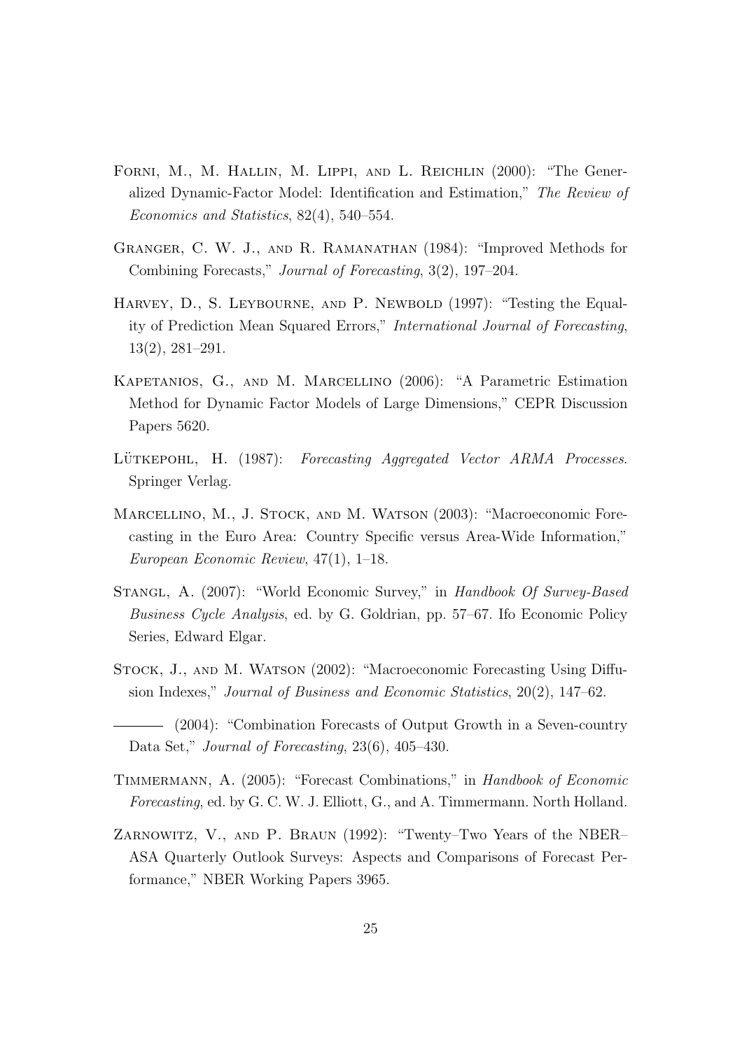Forni, M., M. Hallin, M. Lippi, and L. Reichlin (2000): "The Generalized Dynamic-Factor Model: Identification and Estimation," *The Review of Economics and Statistics*, 82(4), 540–554.

Granger, C. W. J., and R. Ramanathan (1984): "Improved Methods for Combining Forecasts," *Journal of Forecasting*, 3(2), 197–204.

Harvey, D., S. Leybourne, and P. Newbold (1997): "Testing the Equality of Prediction Mean Squared Errors," *International Journal of Forecasting*, 13(2), 281–291.

Kapetanios, G., and M. Marcellino (2006): "A Parametric Estimation Method for Dynamic Factor Models of Large Dimensions," CEPR Discussion Papers 5620.

Lütkepohl, H. (1987): *Forecasting Aggregated Vector ARMA Processes*. Springer Verlag.

Marcellino, M., J. Stock, and M. Watson (2003): "Macroeconomic Forecasting in the Euro Area: Country Specific versus Area-Wide Information," *European Economic Review*, 47(1), 1–18.

Stangl, A. (2007): "World Economic Survey," in *Handbook Of Survey-Based Business Cycle Analysis*, ed. by G. Goldrian, pp. 57–67. Ifo Economic Policy Series, Edward Elgar.

Stock, J., and M. Watson (2002): "Macroeconomic Forecasting Using Diffusion Indexes," *Journal of Business and Economic Statistics*, 20(2), 147–62.

——— (2004): "Combination Forecasts of Output Growth in a Seven-country Data Set," *Journal of Forecasting*, 23(6), 405–430.

Timmermann, A. (2005): "Forecast Combinations," in *Handbook of Economic Forecasting*, ed. by G. C. W. J. Elliott, G., and A. Timmermann. North Holland.

Zarnowitz, V., and P. Braun (1992): "Twenty–Two Years of the NBER–ASA Quarterly Outlook Surveys: Aspects and Comparisons of Forecast Performance," NBER Working Papers 3965.